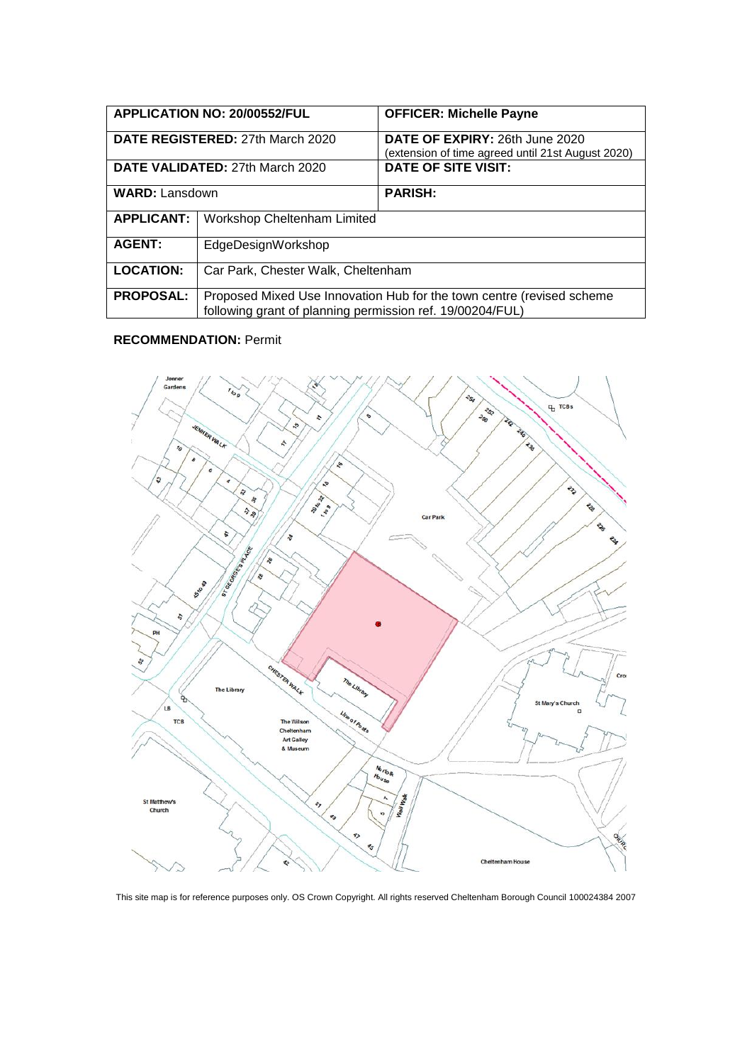| APPLICATION NO: 20/00552/FUL | | OFFICER: Michelle Payne |
|---|---|---|
| DATE REGISTERED: 27th March 2020 | | DATE OF EXPIRY: 26th June 2020 (extension of time agreed until 21st August 2020) |
| DATE VALIDATED: 27th March 2020 | | DATE OF SITE VISIT: |
| WARD: Lansdown | | PARISH: |
| APPLICANT: | Workshop Cheltenham Limited | |
| AGENT: | EdgeDesignWorkshop | |
| LOCATION: | Car Park, Chester Walk, Cheltenham | |
| PROPOSAL: | Proposed Mixed Use Innovation Hub for the town centre (revised scheme following grant of planning permission ref. 19/00204/FUL) | |

**RECOMMENDATION:** Permit

This site map is for reference purposes only. OS Crown Copyright. All rights reserved Cheltenham Borough Council 100024384 2007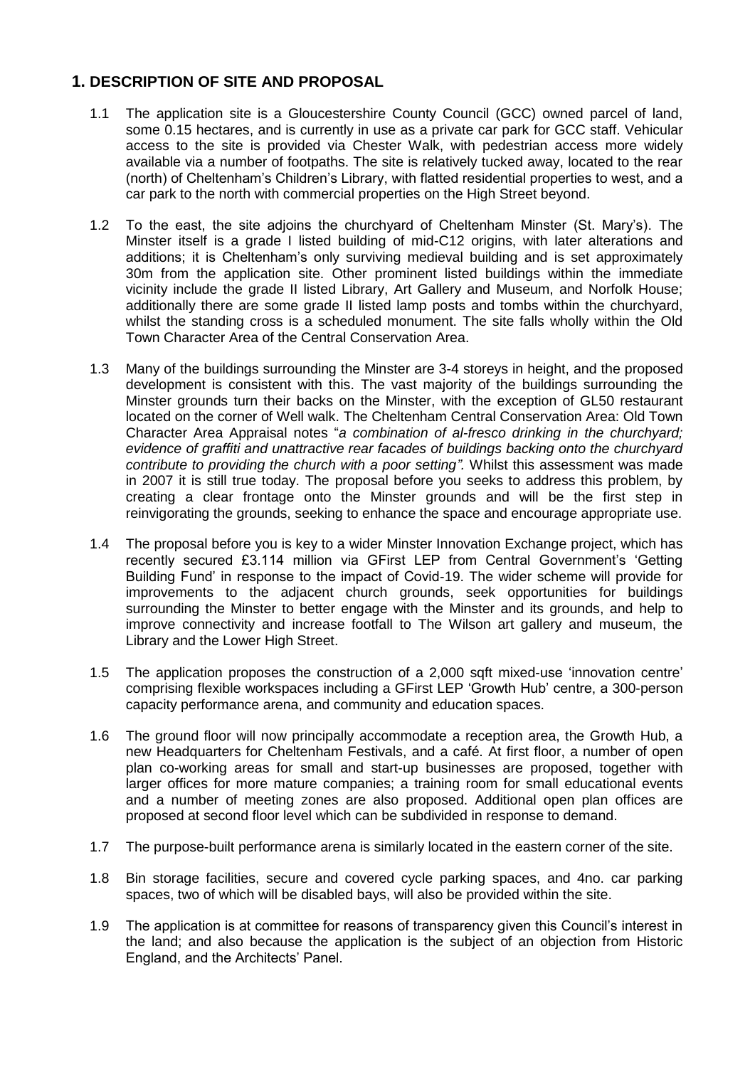## 1. DESCRIPTION OF SITE AND PROPOSAL

1.1 The application site is a Gloucestershire County Council (GCC) owned parcel of land, some 0.15 hectares, and is currently in use as a private car park for GCC staff. Vehicular access to the site is provided via Chester Walk, with pedestrian access more widely available via a number of footpaths. The site is relatively tucked away, located to the rear (north) of Cheltenham's Children's Library, with flatted residential properties to west, and a car park to the north with commercial properties on the High Street beyond.

1.2 To the east, the site adjoins the churchyard of Cheltenham Minster (St. Mary's). The Minster itself is a grade I listed building of mid-C12 origins, with later alterations and additions; it is Cheltenham's only surviving medieval building and is set approximately 30m from the application site. Other prominent listed buildings within the immediate vicinity include the grade II listed Library, Art Gallery and Museum, and Norfolk House; additionally there are some grade II listed lamp posts and tombs within the churchyard, whilst the standing cross is a scheduled monument. The site falls wholly within the Old Town Character Area of the Central Conservation Area.

1.3 Many of the buildings surrounding the Minster are 3-4 storeys in height, and the proposed development is consistent with this. The vast majority of the buildings surrounding the Minster grounds turn their backs on the Minster, with the exception of GL50 restaurant located on the corner of Well walk. The Cheltenham Central Conservation Area: Old Town Character Area Appraisal notes "*a combination of al-fresco drinking in the churchyard; evidence of graffiti and unattractive rear facades of buildings backing onto the churchyard contribute to providing the church with a poor setting".* Whilst this assessment was made in 2007 it is still true today. The proposal before you seeks to address this problem, by creating a clear frontage onto the Minster grounds and will be the first step in reinvigorating the grounds, seeking to enhance the space and encourage appropriate use.

1.4 The proposal before you is key to a wider Minster Innovation Exchange project, which has recently secured £3.114 million via GFirst LEP from Central Government's 'Getting Building Fund' in response to the impact of Covid-19. The wider scheme will provide for improvements to the adjacent church grounds, seek opportunities for buildings surrounding the Minster to better engage with the Minster and its grounds, and help to improve connectivity and increase footfall to The Wilson art gallery and museum, the Library and the Lower High Street.

1.5 The application proposes the construction of a 2,000 sqft mixed-use 'innovation centre' comprising flexible workspaces including a GFirst LEP 'Growth Hub' centre, a 300-person capacity performance arena, and community and education spaces.

1.6 The ground floor will now principally accommodate a reception area, the Growth Hub, a new Headquarters for Cheltenham Festivals, and a café. At first floor, a number of open plan co-working areas for small and start-up businesses are proposed, together with larger offices for more mature companies; a training room for small educational events and a number of meeting zones are also proposed. Additional open plan offices are proposed at second floor level which can be subdivided in response to demand.

1.7 The purpose-built performance arena is similarly located in the eastern corner of the site.

1.8 Bin storage facilities, secure and covered cycle parking spaces, and 4no. car parking spaces, two of which will be disabled bays, will also be provided within the site.

1.9 The application is at committee for reasons of transparency given this Council's interest in the land; and also because the application is the subject of an objection from Historic England, and the Architects' Panel.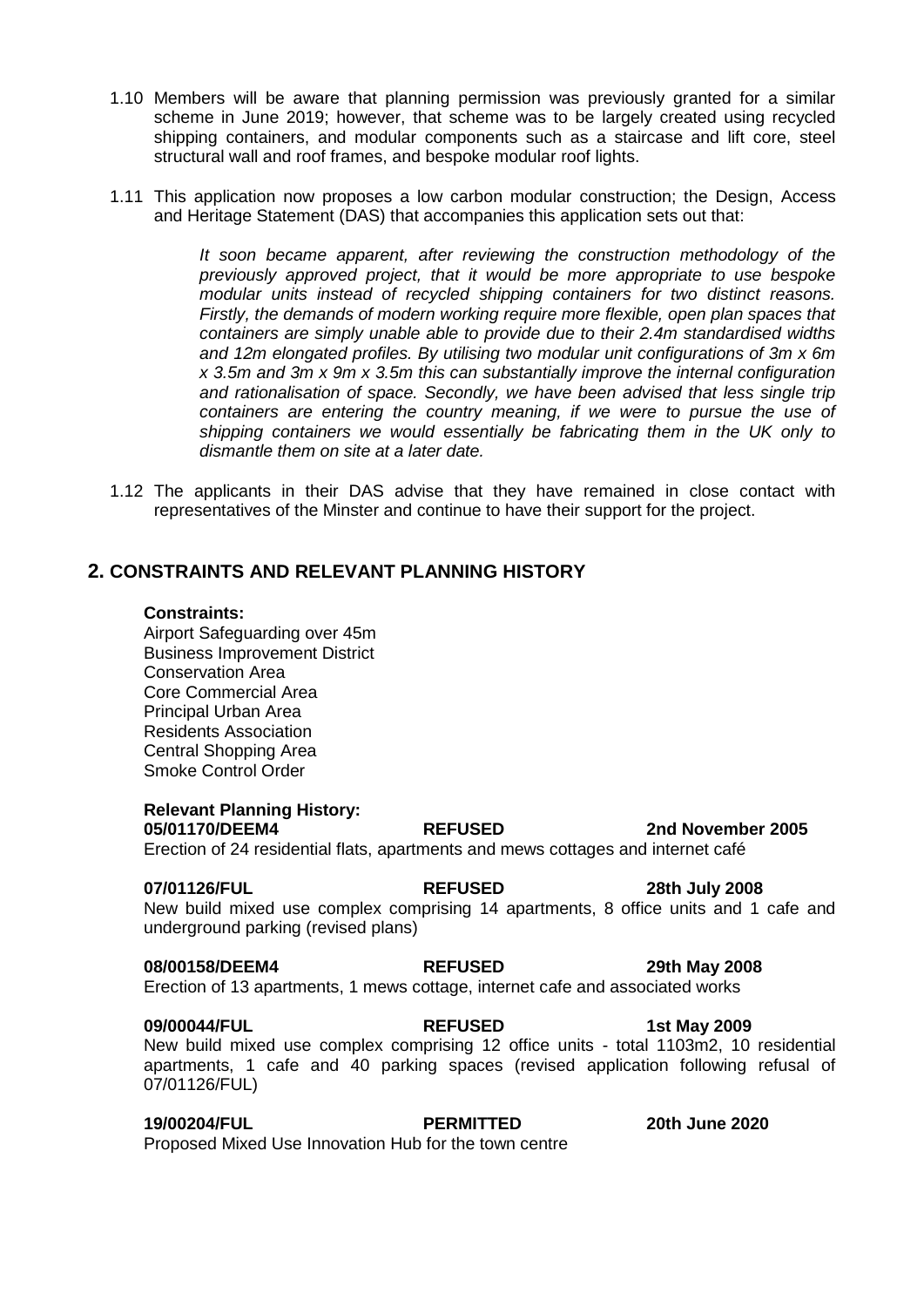1.10 Members will be aware that planning permission was previously granted for a similar scheme in June 2019; however, that scheme was to be largely created using recycled shipping containers, and modular components such as a staircase and lift core, steel structural wall and roof frames, and bespoke modular roof lights.

1.11 This application now proposes a low carbon modular construction; the Design, Access and Heritage Statement (DAS) that accompanies this application sets out that:

> *It soon became apparent, after reviewing the construction methodology of the previously approved project, that it would be more appropriate to use bespoke modular units instead of recycled shipping containers for two distinct reasons. Firstly, the demands of modern working require more flexible, open plan spaces that containers are simply unable able to provide due to their 2.4m standardised widths and 12m elongated profiles. By utilising two modular unit configurations of 3m x 6m x 3.5m and 3m x 9m x 3.5m this can substantially improve the internal configuration and rationalisation of space. Secondly, we have been advised that less single trip containers are entering the country meaning, if we were to pursue the use of shipping containers we would essentially be fabricating them in the UK only to dismantle them on site at a later date.*

1.12 The applicants in their DAS advise that they have remained in close contact with representatives of the Minster and continue to have their support for the project.

## 2. CONSTRAINTS AND RELEVANT PLANNING HISTORY

**Constraints:**

Airport Safeguarding over 45m
Business Improvement District
Conservation Area
Core Commercial Area
Principal Urban Area
Residents Association
Central Shopping Area
Smoke Control Order

**Relevant Planning History:**

**05/01170/DEEM4** **REFUSED** **2nd November 2005**
Erection of 24 residential flats, apartments and mews cottages and internet café

**07/01126/FUL** **REFUSED** **28th July 2008**
New build mixed use complex comprising 14 apartments, 8 office units and 1 cafe and underground parking (revised plans)

**08/00158/DEEM4** **REFUSED** **29th May 2008**
Erection of 13 apartments, 1 mews cottage, internet cafe and associated works

**09/00044/FUL** **REFUSED** **1st May 2009**
New build mixed use complex comprising 12 office units - total 1103m2, 10 residential apartments, 1 cafe and 40 parking spaces (revised application following refusal of 07/01126/FUL)

**19/00204/FUL** **PERMITTED** **20th June 2020**
Proposed Mixed Use Innovation Hub for the town centre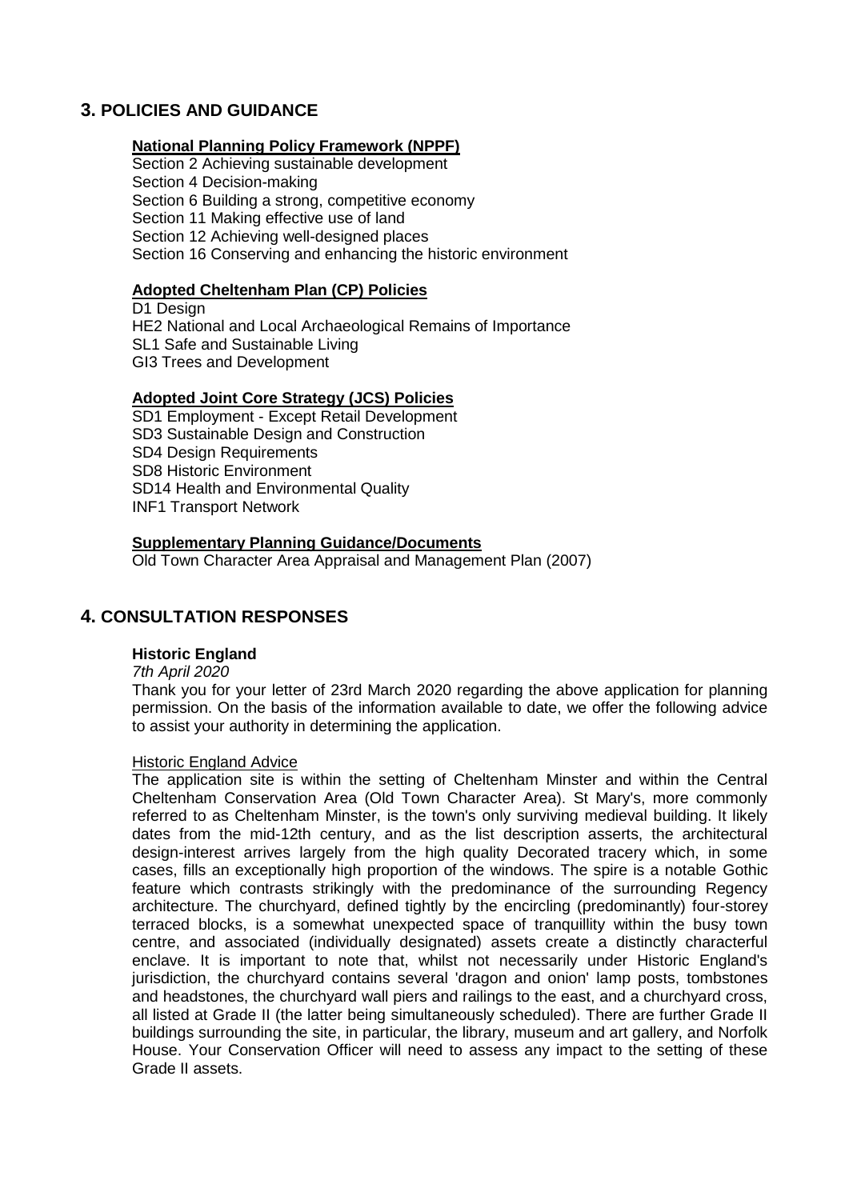## 3. POLICIES AND GUIDANCE

**National Planning Policy Framework (NPPF)**

Section 2 Achieving sustainable development
Section 4 Decision-making
Section 6 Building a strong, competitive economy
Section 11 Making effective use of land
Section 12 Achieving well-designed places
Section 16 Conserving and enhancing the historic environment

**Adopted Cheltenham Plan (CP) Policies**

D1 Design
HE2 National and Local Archaeological Remains of Importance
SL1 Safe and Sustainable Living
GI3 Trees and Development

**Adopted Joint Core Strategy (JCS) Policies**

SD1 Employment - Except Retail Development
SD3 Sustainable Design and Construction
SD4 Design Requirements
SD8 Historic Environment
SD14 Health and Environmental Quality
INF1 Transport Network

**Supplementary Planning Guidance/Documents**

Old Town Character Area Appraisal and Management Plan (2007)

## 4. CONSULTATION RESPONSES

**Historic England**

*7th April 2020*

Thank you for your letter of 23rd March 2020 regarding the above application for planning permission. On the basis of the information available to date, we offer the following advice to assist your authority in determining the application.

Historic England Advice

The application site is within the setting of Cheltenham Minster and within the Central Cheltenham Conservation Area (Old Town Character Area). St Mary's, more commonly referred to as Cheltenham Minster, is the town's only surviving medieval building. It likely dates from the mid-12th century, and as the list description asserts, the architectural design-interest arrives largely from the high quality Decorated tracery which, in some cases, fills an exceptionally high proportion of the windows. The spire is a notable Gothic feature which contrasts strikingly with the predominance of the surrounding Regency architecture. The churchyard, defined tightly by the encircling (predominantly) four-storey terraced blocks, is a somewhat unexpected space of tranquillity within the busy town centre, and associated (individually designated) assets create a distinctly characterful enclave. It is important to note that, whilst not necessarily under Historic England's jurisdiction, the churchyard contains several 'dragon and onion' lamp posts, tombstones and headstones, the churchyard wall piers and railings to the east, and a churchyard cross, all listed at Grade II (the latter being simultaneously scheduled). There are further Grade II buildings surrounding the site, in particular, the library, museum and art gallery, and Norfolk House. Your Conservation Officer will need to assess any impact to the setting of these Grade II assets.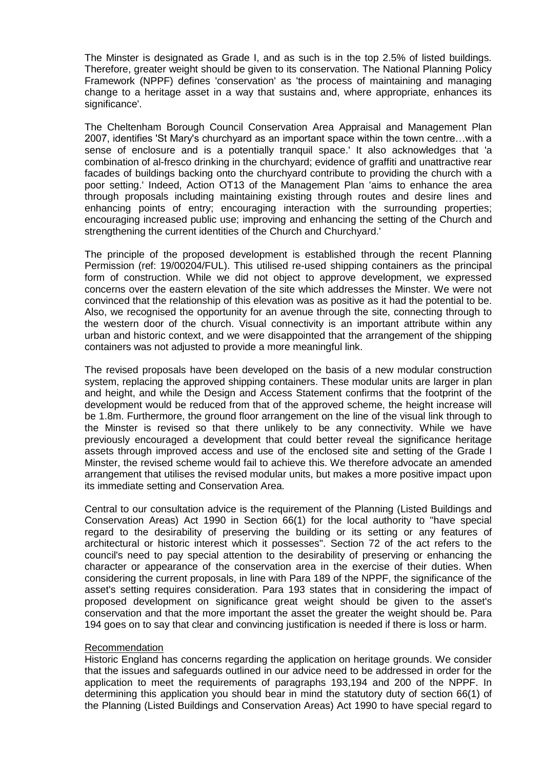The Minster is designated as Grade I, and as such is in the top 2.5% of listed buildings. Therefore, greater weight should be given to its conservation. The National Planning Policy Framework (NPPF) defines 'conservation' as 'the process of maintaining and managing change to a heritage asset in a way that sustains and, where appropriate, enhances its significance'.

The Cheltenham Borough Council Conservation Area Appraisal and Management Plan 2007, identifies 'St Mary's churchyard as an important space within the town centre…with a sense of enclosure and is a potentially tranquil space.' It also acknowledges that 'a combination of al-fresco drinking in the churchyard; evidence of graffiti and unattractive rear facades of buildings backing onto the churchyard contribute to providing the church with a poor setting.' Indeed, Action OT13 of the Management Plan 'aims to enhance the area through proposals including maintaining existing through routes and desire lines and enhancing points of entry; encouraging interaction with the surrounding properties; encouraging increased public use; improving and enhancing the setting of the Church and strengthening the current identities of the Church and Churchyard.'

The principle of the proposed development is established through the recent Planning Permission (ref: 19/00204/FUL). This utilised re-used shipping containers as the principal form of construction. While we did not object to approve development, we expressed concerns over the eastern elevation of the site which addresses the Minster. We were not convinced that the relationship of this elevation was as positive as it had the potential to be. Also, we recognised the opportunity for an avenue through the site, connecting through to the western door of the church. Visual connectivity is an important attribute within any urban and historic context, and we were disappointed that the arrangement of the shipping containers was not adjusted to provide a more meaningful link.

The revised proposals have been developed on the basis of a new modular construction system, replacing the approved shipping containers. These modular units are larger in plan and height, and while the Design and Access Statement confirms that the footprint of the development would be reduced from that of the approved scheme, the height increase will be 1.8m. Furthermore, the ground floor arrangement on the line of the visual link through to the Minster is revised so that there unlikely to be any connectivity. While we have previously encouraged a development that could better reveal the significance heritage assets through improved access and use of the enclosed site and setting of the Grade I Minster, the revised scheme would fail to achieve this. We therefore advocate an amended arrangement that utilises the revised modular units, but makes a more positive impact upon its immediate setting and Conservation Area.

Central to our consultation advice is the requirement of the Planning (Listed Buildings and Conservation Areas) Act 1990 in Section 66(1) for the local authority to "have special regard to the desirability of preserving the building or its setting or any features of architectural or historic interest which it possesses". Section 72 of the act refers to the council's need to pay special attention to the desirability of preserving or enhancing the character or appearance of the conservation area in the exercise of their duties. When considering the current proposals, in line with Para 189 of the NPPF, the significance of the asset's setting requires consideration. Para 193 states that in considering the impact of proposed development on significance great weight should be given to the asset's conservation and that the more important the asset the greater the weight should be. Para 194 goes on to say that clear and convincing justification is needed if there is loss or harm.

Recommendation

Historic England has concerns regarding the application on heritage grounds. We consider that the issues and safeguards outlined in our advice need to be addressed in order for the application to meet the requirements of paragraphs 193,194 and 200 of the NPPF. In determining this application you should bear in mind the statutory duty of section 66(1) of the Planning (Listed Buildings and Conservation Areas) Act 1990 to have special regard to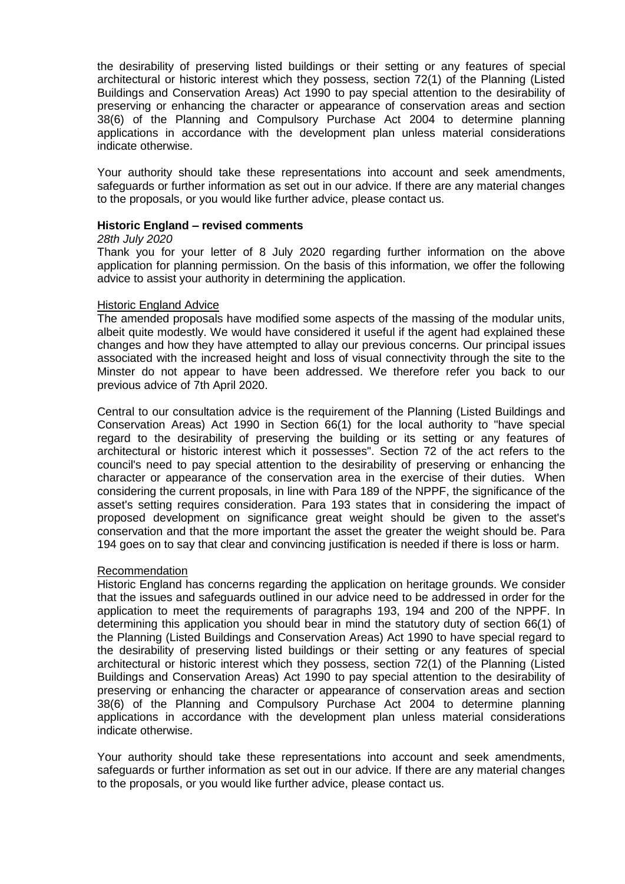the desirability of preserving listed buildings or their setting or any features of special architectural or historic interest which they possess, section 72(1) of the Planning (Listed Buildings and Conservation Areas) Act 1990 to pay special attention to the desirability of preserving or enhancing the character or appearance of conservation areas and section 38(6) of the Planning and Compulsory Purchase Act 2004 to determine planning applications in accordance with the development plan unless material considerations indicate otherwise.

Your authority should take these representations into account and seek amendments, safeguards or further information as set out in our advice. If there are any material changes to the proposals, or you would like further advice, please contact us.

**Historic England – revised comments**

*28th July 2020*

Thank you for your letter of 8 July 2020 regarding further information on the above application for planning permission. On the basis of this information, we offer the following advice to assist your authority in determining the application.

Historic England Advice

The amended proposals have modified some aspects of the massing of the modular units, albeit quite modestly. We would have considered it useful if the agent had explained these changes and how they have attempted to allay our previous concerns. Our principal issues associated with the increased height and loss of visual connectivity through the site to the Minster do not appear to have been addressed. We therefore refer you back to our previous advice of 7th April 2020.

Central to our consultation advice is the requirement of the Planning (Listed Buildings and Conservation Areas) Act 1990 in Section 66(1) for the local authority to "have special regard to the desirability of preserving the building or its setting or any features of architectural or historic interest which it possesses". Section 72 of the act refers to the council's need to pay special attention to the desirability of preserving or enhancing the character or appearance of the conservation area in the exercise of their duties. When considering the current proposals, in line with Para 189 of the NPPF, the significance of the asset's setting requires consideration. Para 193 states that in considering the impact of proposed development on significance great weight should be given to the asset's conservation and that the more important the asset the greater the weight should be. Para 194 goes on to say that clear and convincing justification is needed if there is loss or harm.

Recommendation

Historic England has concerns regarding the application on heritage grounds. We consider that the issues and safeguards outlined in our advice need to be addressed in order for the application to meet the requirements of paragraphs 193, 194 and 200 of the NPPF. In determining this application you should bear in mind the statutory duty of section 66(1) of the Planning (Listed Buildings and Conservation Areas) Act 1990 to have special regard to the desirability of preserving listed buildings or their setting or any features of special architectural or historic interest which they possess, section 72(1) of the Planning (Listed Buildings and Conservation Areas) Act 1990 to pay special attention to the desirability of preserving or enhancing the character or appearance of conservation areas and section 38(6) of the Planning and Compulsory Purchase Act 2004 to determine planning applications in accordance with the development plan unless material considerations indicate otherwise.

Your authority should take these representations into account and seek amendments, safeguards or further information as set out in our advice. If there are any material changes to the proposals, or you would like further advice, please contact us.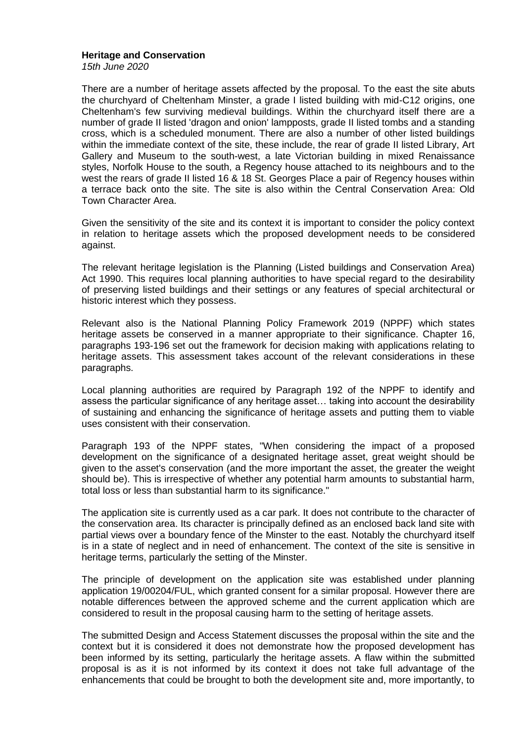**Heritage and Conservation**

*15th June 2020*

There are a number of heritage assets affected by the proposal. To the east the site abuts the churchyard of Cheltenham Minster, a grade I listed building with mid-C12 origins, one Cheltenham's few surviving medieval buildings. Within the churchyard itself there are a number of grade II listed 'dragon and onion' lampposts, grade II listed tombs and a standing cross, which is a scheduled monument. There are also a number of other listed buildings within the immediate context of the site, these include, the rear of grade II listed Library, Art Gallery and Museum to the south-west, a late Victorian building in mixed Renaissance styles, Norfolk House to the south, a Regency house attached to its neighbours and to the west the rears of grade II listed 16 & 18 St. Georges Place a pair of Regency houses within a terrace back onto the site. The site is also within the Central Conservation Area: Old Town Character Area.

Given the sensitivity of the site and its context it is important to consider the policy context in relation to heritage assets which the proposed development needs to be considered against.

The relevant heritage legislation is the Planning (Listed buildings and Conservation Area) Act 1990. This requires local planning authorities to have special regard to the desirability of preserving listed buildings and their settings or any features of special architectural or historic interest which they possess.

Relevant also is the National Planning Policy Framework 2019 (NPPF) which states heritage assets be conserved in a manner appropriate to their significance. Chapter 16, paragraphs 193-196 set out the framework for decision making with applications relating to heritage assets. This assessment takes account of the relevant considerations in these paragraphs.

Local planning authorities are required by Paragraph 192 of the NPPF to identify and assess the particular significance of any heritage asset… taking into account the desirability of sustaining and enhancing the significance of heritage assets and putting them to viable uses consistent with their conservation.

Paragraph 193 of the NPPF states, "When considering the impact of a proposed development on the significance of a designated heritage asset, great weight should be given to the asset's conservation (and the more important the asset, the greater the weight should be). This is irrespective of whether any potential harm amounts to substantial harm, total loss or less than substantial harm to its significance."

The application site is currently used as a car park. It does not contribute to the character of the conservation area. Its character is principally defined as an enclosed back land site with partial views over a boundary fence of the Minster to the east. Notably the churchyard itself is in a state of neglect and in need of enhancement. The context of the site is sensitive in heritage terms, particularly the setting of the Minster.

The principle of development on the application site was established under planning application 19/00204/FUL, which granted consent for a similar proposal. However there are notable differences between the approved scheme and the current application which are considered to result in the proposal causing harm to the setting of heritage assets.

The submitted Design and Access Statement discusses the proposal within the site and the context but it is considered it does not demonstrate how the proposed development has been informed by its setting, particularly the heritage assets. A flaw within the submitted proposal is as it is not informed by its context it does not take full advantage of the enhancements that could be brought to both the development site and, more importantly, to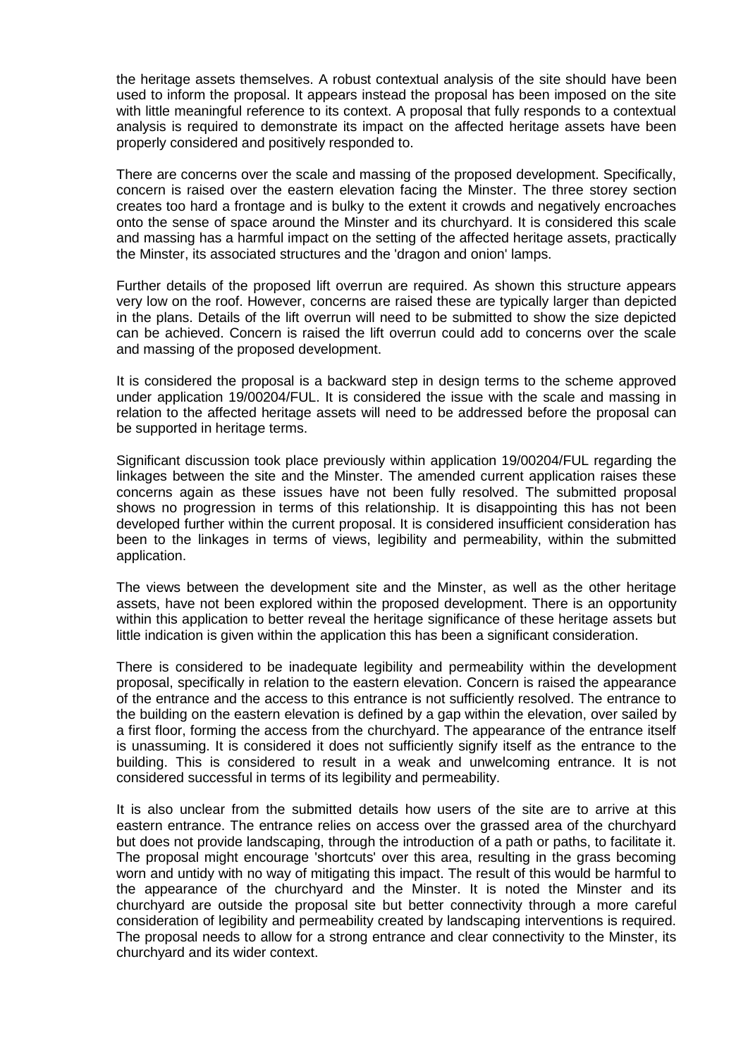the heritage assets themselves. A robust contextual analysis of the site should have been used to inform the proposal. It appears instead the proposal has been imposed on the site with little meaningful reference to its context. A proposal that fully responds to a contextual analysis is required to demonstrate its impact on the affected heritage assets have been properly considered and positively responded to.

There are concerns over the scale and massing of the proposed development. Specifically, concern is raised over the eastern elevation facing the Minster. The three storey section creates too hard a frontage and is bulky to the extent it crowds and negatively encroaches onto the sense of space around the Minster and its churchyard. It is considered this scale and massing has a harmful impact on the setting of the affected heritage assets, practically the Minster, its associated structures and the 'dragon and onion' lamps.

Further details of the proposed lift overrun are required. As shown this structure appears very low on the roof. However, concerns are raised these are typically larger than depicted in the plans. Details of the lift overrun will need to be submitted to show the size depicted can be achieved. Concern is raised the lift overrun could add to concerns over the scale and massing of the proposed development.

It is considered the proposal is a backward step in design terms to the scheme approved under application 19/00204/FUL. It is considered the issue with the scale and massing in relation to the affected heritage assets will need to be addressed before the proposal can be supported in heritage terms.

Significant discussion took place previously within application 19/00204/FUL regarding the linkages between the site and the Minster. The amended current application raises these concerns again as these issues have not been fully resolved. The submitted proposal shows no progression in terms of this relationship. It is disappointing this has not been developed further within the current proposal. It is considered insufficient consideration has been to the linkages in terms of views, legibility and permeability, within the submitted application.

The views between the development site and the Minster, as well as the other heritage assets, have not been explored within the proposed development. There is an opportunity within this application to better reveal the heritage significance of these heritage assets but little indication is given within the application this has been a significant consideration.

There is considered to be inadequate legibility and permeability within the development proposal, specifically in relation to the eastern elevation. Concern is raised the appearance of the entrance and the access to this entrance is not sufficiently resolved. The entrance to the building on the eastern elevation is defined by a gap within the elevation, over sailed by a first floor, forming the access from the churchyard. The appearance of the entrance itself is unassuming. It is considered it does not sufficiently signify itself as the entrance to the building. This is considered to result in a weak and unwelcoming entrance. It is not considered successful in terms of its legibility and permeability.

It is also unclear from the submitted details how users of the site are to arrive at this eastern entrance. The entrance relies on access over the grassed area of the churchyard but does not provide landscaping, through the introduction of a path or paths, to facilitate it. The proposal might encourage 'shortcuts' over this area, resulting in the grass becoming worn and untidy with no way of mitigating this impact. The result of this would be harmful to the appearance of the churchyard and the Minster. It is noted the Minster and its churchyard are outside the proposal site but better connectivity through a more careful consideration of legibility and permeability created by landscaping interventions is required. The proposal needs to allow for a strong entrance and clear connectivity to the Minster, its churchyard and its wider context.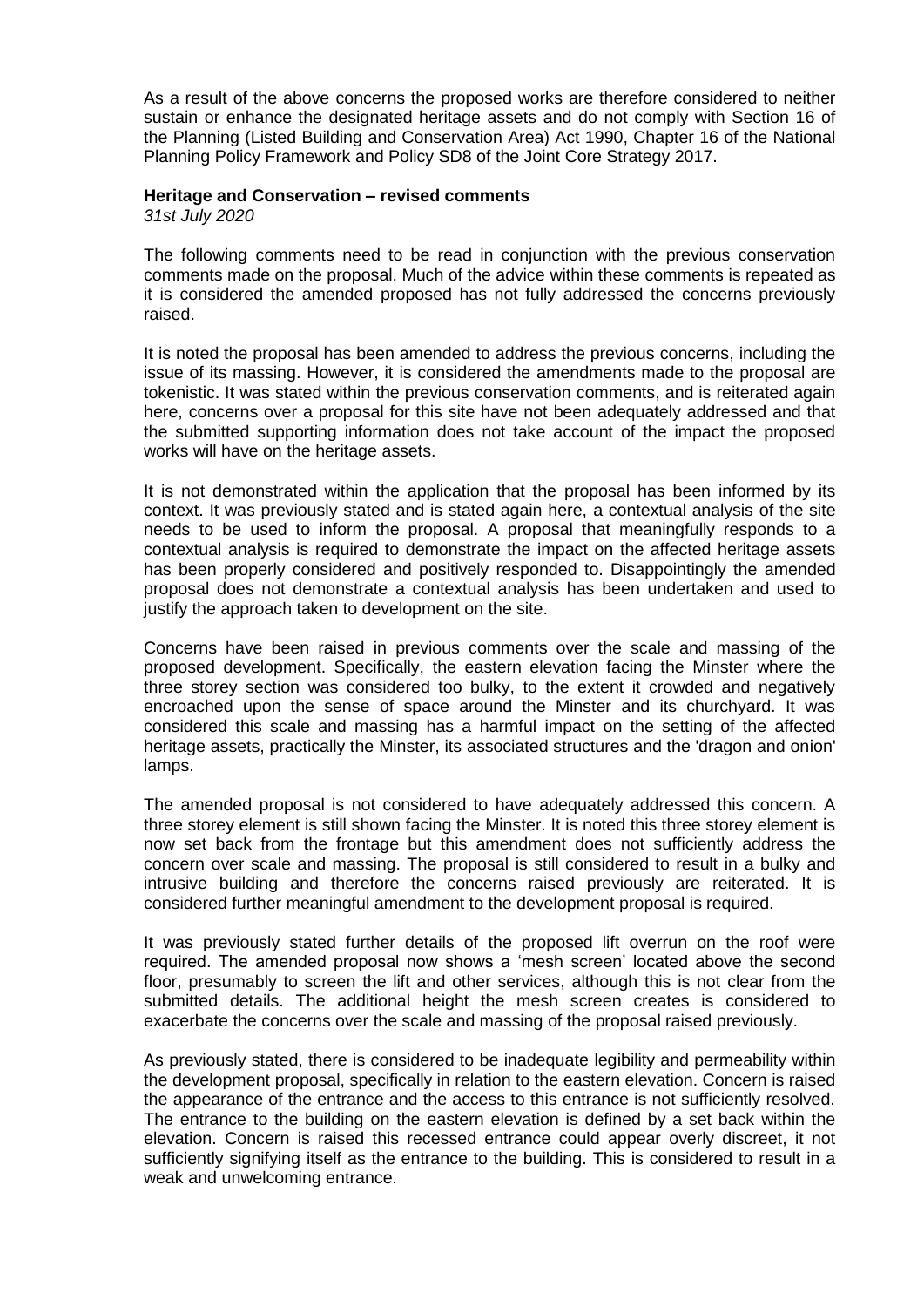As a result of the above concerns the proposed works are therefore considered to neither sustain or enhance the designated heritage assets and do not comply with Section 16 of the Planning (Listed Building and Conservation Area) Act 1990, Chapter 16 of the National Planning Policy Framework and Policy SD8 of the Joint Core Strategy 2017.

**Heritage and Conservation – revised comments**
*31st July 2020*

The following comments need to be read in conjunction with the previous conservation comments made on the proposal. Much of the advice within these comments is repeated as it is considered the amended proposed has not fully addressed the concerns previously raised.

It is noted the proposal has been amended to address the previous concerns, including the issue of its massing. However, it is considered the amendments made to the proposal are tokenistic. It was stated within the previous conservation comments, and is reiterated again here, concerns over a proposal for this site have not been adequately addressed and that the submitted supporting information does not take account of the impact the proposed works will have on the heritage assets.

It is not demonstrated within the application that the proposal has been informed by its context. It was previously stated and is stated again here, a contextual analysis of the site needs to be used to inform the proposal. A proposal that meaningfully responds to a contextual analysis is required to demonstrate the impact on the affected heritage assets has been properly considered and positively responded to. Disappointingly the amended proposal does not demonstrate a contextual analysis has been undertaken and used to justify the approach taken to development on the site.

Concerns have been raised in previous comments over the scale and massing of the proposed development. Specifically, the eastern elevation facing the Minster where the three storey section was considered too bulky, to the extent it crowded and negatively encroached upon the sense of space around the Minster and its churchyard. It was considered this scale and massing has a harmful impact on the setting of the affected heritage assets, practically the Minster, its associated structures and the 'dragon and onion' lamps.

The amended proposal is not considered to have adequately addressed this concern. A three storey element is still shown facing the Minster. It is noted this three storey element is now set back from the frontage but this amendment does not sufficiently address the concern over scale and massing. The proposal is still considered to result in a bulky and intrusive building and therefore the concerns raised previously are reiterated. It is considered further meaningful amendment to the development proposal is required.

It was previously stated further details of the proposed lift overrun on the roof were required. The amended proposal now shows a 'mesh screen' located above the second floor, presumably to screen the lift and other services, although this is not clear from the submitted details. The additional height the mesh screen creates is considered to exacerbate the concerns over the scale and massing of the proposal raised previously.

As previously stated, there is considered to be inadequate legibility and permeability within the development proposal, specifically in relation to the eastern elevation. Concern is raised the appearance of the entrance and the access to this entrance is not sufficiently resolved. The entrance to the building on the eastern elevation is defined by a set back within the elevation. Concern is raised this recessed entrance could appear overly discreet, it not sufficiently signifying itself as the entrance to the building. This is considered to result in a weak and unwelcoming entrance.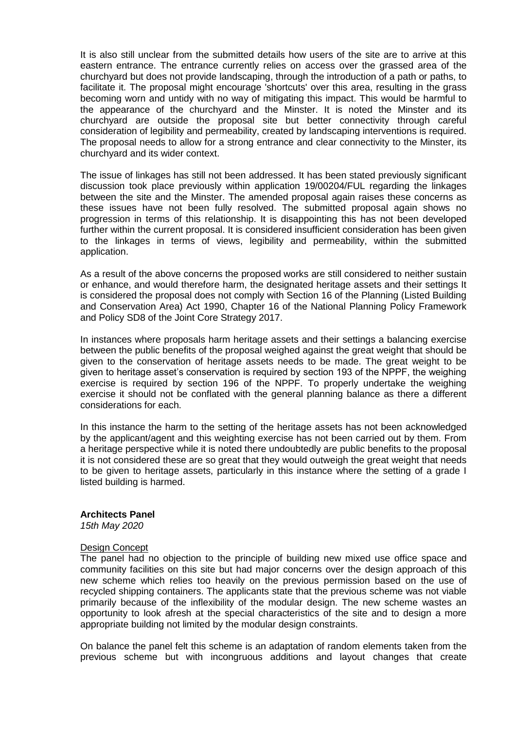It is also still unclear from the submitted details how users of the site are to arrive at this eastern entrance. The entrance currently relies on access over the grassed area of the churchyard but does not provide landscaping, through the introduction of a path or paths, to facilitate it. The proposal might encourage 'shortcuts' over this area, resulting in the grass becoming worn and untidy with no way of mitigating this impact. This would be harmful to the appearance of the churchyard and the Minster. It is noted the Minster and its churchyard are outside the proposal site but better connectivity through careful consideration of legibility and permeability, created by landscaping interventions is required. The proposal needs to allow for a strong entrance and clear connectivity to the Minster, its churchyard and its wider context.

The issue of linkages has still not been addressed. It has been stated previously significant discussion took place previously within application 19/00204/FUL regarding the linkages between the site and the Minster. The amended proposal again raises these concerns as these issues have not been fully resolved. The submitted proposal again shows no progression in terms of this relationship. It is disappointing this has not been developed further within the current proposal. It is considered insufficient consideration has been given to the linkages in terms of views, legibility and permeability, within the submitted application.

As a result of the above concerns the proposed works are still considered to neither sustain or enhance, and would therefore harm, the designated heritage assets and their settings It is considered the proposal does not comply with Section 16 of the Planning (Listed Building and Conservation Area) Act 1990, Chapter 16 of the National Planning Policy Framework and Policy SD8 of the Joint Core Strategy 2017.

In instances where proposals harm heritage assets and their settings a balancing exercise between the public benefits of the proposal weighed against the great weight that should be given to the conservation of heritage assets needs to be made. The great weight to be given to heritage asset's conservation is required by section 193 of the NPPF, the weighing exercise is required by section 196 of the NPPF. To properly undertake the weighing exercise it should not be conflated with the general planning balance as there a different considerations for each.

In this instance the harm to the setting of the heritage assets has not been acknowledged by the applicant/agent and this weighting exercise has not been carried out by them. From a heritage perspective while it is noted there undoubtedly are public benefits to the proposal it is not considered these are so great that they would outweigh the great weight that needs to be given to heritage assets, particularly in this instance where the setting of a grade I listed building is harmed.

**Architects Panel**
*15th May 2020*

Design Concept

The panel had no objection to the principle of building new mixed use office space and community facilities on this site but had major concerns over the design approach of this new scheme which relies too heavily on the previous permission based on the use of recycled shipping containers. The applicants state that the previous scheme was not viable primarily because of the inflexibility of the modular design. The new scheme wastes an opportunity to look afresh at the special characteristics of the site and to design a more appropriate building not limited by the modular design constraints.

On balance the panel felt this scheme is an adaptation of random elements taken from the previous scheme but with incongruous additions and layout changes that create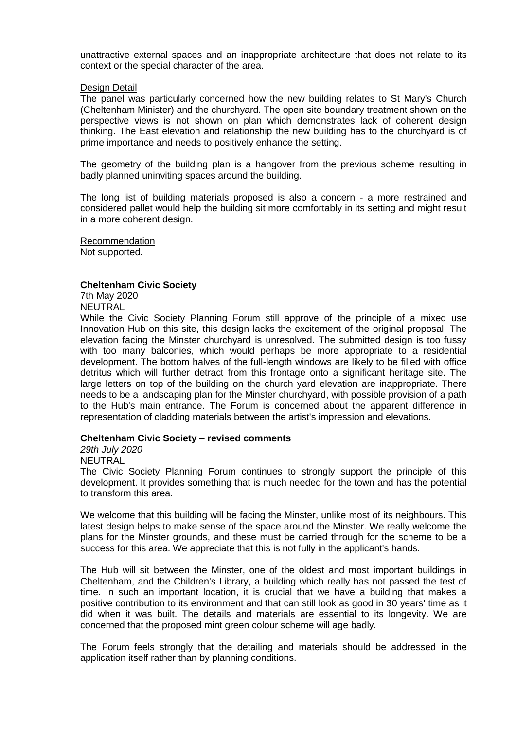unattractive external spaces and an inappropriate architecture that does not relate to its context or the special character of the area.

Design Detail

The panel was particularly concerned how the new building relates to St Mary's Church (Cheltenham Minister) and the churchyard. The open site boundary treatment shown on the perspective views is not shown on plan which demonstrates lack of coherent design thinking. The East elevation and relationship the new building has to the churchyard is of prime importance and needs to positively enhance the setting.

The geometry of the building plan is a hangover from the previous scheme resulting in badly planned uninviting spaces around the building.

The long list of building materials proposed is also a concern - a more restrained and considered pallet would help the building sit more comfortably in its setting and might result in a more coherent design.

Recommendation

Not supported.

**Cheltenham Civic Society**

7th May 2020

NEUTRAL

While the Civic Society Planning Forum still approve of the principle of a mixed use Innovation Hub on this site, this design lacks the excitement of the original proposal. The elevation facing the Minster churchyard is unresolved. The submitted design is too fussy with too many balconies, which would perhaps be more appropriate to a residential development. The bottom halves of the full-length windows are likely to be filled with office detritus which will further detract from this frontage onto a significant heritage site. The large letters on top of the building on the church yard elevation are inappropriate. There needs to be a landscaping plan for the Minster churchyard, with possible provision of a path to the Hub's main entrance. The Forum is concerned about the apparent difference in representation of cladding materials between the artist's impression and elevations.

**Cheltenham Civic Society – revised comments**

*29th July 2020*

NEUTRAL

The Civic Society Planning Forum continues to strongly support the principle of this development. It provides something that is much needed for the town and has the potential to transform this area.

We welcome that this building will be facing the Minster, unlike most of its neighbours. This latest design helps to make sense of the space around the Minster. We really welcome the plans for the Minster grounds, and these must be carried through for the scheme to be a success for this area. We appreciate that this is not fully in the applicant's hands.

The Hub will sit between the Minster, one of the oldest and most important buildings in Cheltenham, and the Children's Library, a building which really has not passed the test of time. In such an important location, it is crucial that we have a building that makes a positive contribution to its environment and that can still look as good in 30 years' time as it did when it was built. The details and materials are essential to its longevity. We are concerned that the proposed mint green colour scheme will age badly.

The Forum feels strongly that the detailing and materials should be addressed in the application itself rather than by planning conditions.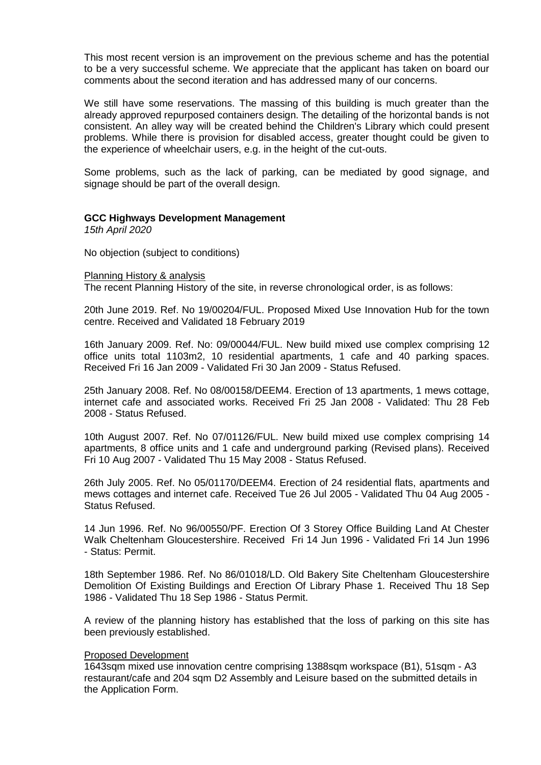This most recent version is an improvement on the previous scheme and has the potential to be a very successful scheme. We appreciate that the applicant has taken on board our comments about the second iteration and has addressed many of our concerns.

We still have some reservations. The massing of this building is much greater than the already approved repurposed containers design. The detailing of the horizontal bands is not consistent. An alley way will be created behind the Children's Library which could present problems. While there is provision for disabled access, greater thought could be given to the experience of wheelchair users, e.g. in the height of the cut-outs.

Some problems, such as the lack of parking, can be mediated by good signage, and signage should be part of the overall design.

**GCC Highways Development Management**
*15th April 2020*

No objection (subject to conditions)

Planning History & analysis
The recent Planning History of the site, in reverse chronological order, is as follows:

20th June 2019. Ref. No 19/00204/FUL. Proposed Mixed Use Innovation Hub for the town centre. Received and Validated 18 February 2019

16th January 2009. Ref. No: 09/00044/FUL. New build mixed use complex comprising 12 office units total 1103m2, 10 residential apartments, 1 cafe and 40 parking spaces. Received Fri 16 Jan 2009 - Validated Fri 30 Jan 2009 - Status Refused.

25th January 2008. Ref. No 08/00158/DEEM4. Erection of 13 apartments, 1 mews cottage, internet cafe and associated works. Received Fri 25 Jan 2008 - Validated: Thu 28 Feb 2008 - Status Refused.

10th August 2007. Ref. No 07/01126/FUL. New build mixed use complex comprising 14 apartments, 8 office units and 1 cafe and underground parking (Revised plans). Received Fri 10 Aug 2007 - Validated Thu 15 May 2008 - Status Refused.

26th July 2005. Ref. No 05/01170/DEEM4. Erection of 24 residential flats, apartments and mews cottages and internet cafe. Received Tue 26 Jul 2005 - Validated Thu 04 Aug 2005 - Status Refused.

14 Jun 1996. Ref. No 96/00550/PF. Erection Of 3 Storey Office Building Land At Chester Walk Cheltenham Gloucestershire. Received Fri 14 Jun 1996 - Validated Fri 14 Jun 1996 - Status: Permit.

18th September 1986. Ref. No 86/01018/LD. Old Bakery Site Cheltenham Gloucestershire Demolition Of Existing Buildings and Erection Of Library Phase 1. Received Thu 18 Sep 1986 - Validated Thu 18 Sep 1986 - Status Permit.

A review of the planning history has established that the loss of parking on this site has been previously established.

Proposed Development
1643sqm mixed use innovation centre comprising 1388sqm workspace (B1), 51sqm - A3 restaurant/cafe and 204 sqm D2 Assembly and Leisure based on the submitted details in the Application Form.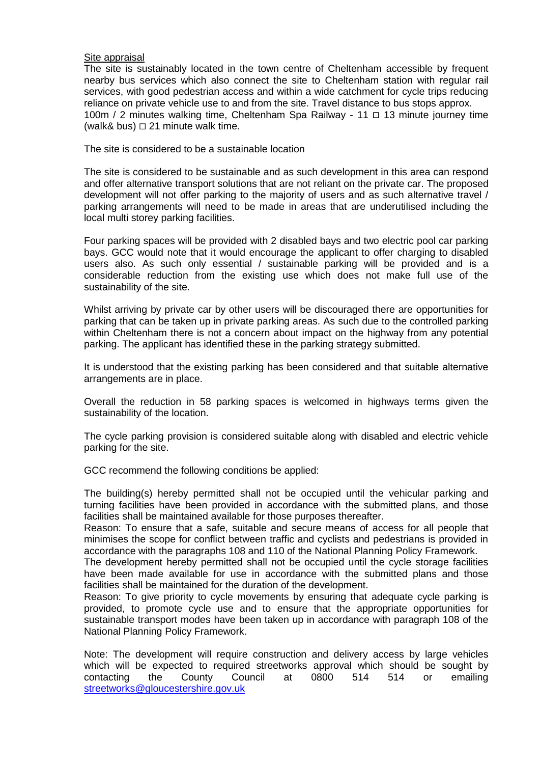Site appraisal

The site is sustainably located in the town centre of Cheltenham accessible by frequent nearby bus services which also connect the site to Cheltenham station with regular rail services, with good pedestrian access and within a wide catchment for cycle trips reducing reliance on private vehicle use to and from the site. Travel distance to bus stops approx. 100m / 2 minutes walking time, Cheltenham Spa Railway - 11 □ 13 minute journey time (walk& bus) □ 21 minute walk time.

The site is considered to be a sustainable location

The site is considered to be sustainable and as such development in this area can respond and offer alternative transport solutions that are not reliant on the private car. The proposed development will not offer parking to the majority of users and as such alternative travel / parking arrangements will need to be made in areas that are underutilised including the local multi storey parking facilities.

Four parking spaces will be provided with 2 disabled bays and two electric pool car parking bays. GCC would note that it would encourage the applicant to offer charging to disabled users also. As such only essential / sustainable parking will be provided and is a considerable reduction from the existing use which does not make full use of the sustainability of the site.

Whilst arriving by private car by other users will be discouraged there are opportunities for parking that can be taken up in private parking areas. As such due to the controlled parking within Cheltenham there is not a concern about impact on the highway from any potential parking. The applicant has identified these in the parking strategy submitted.

It is understood that the existing parking has been considered and that suitable alternative arrangements are in place.

Overall the reduction in 58 parking spaces is welcomed in highways terms given the sustainability of the location.

The cycle parking provision is considered suitable along with disabled and electric vehicle parking for the site.

GCC recommend the following conditions be applied:

The building(s) hereby permitted shall not be occupied until the vehicular parking and turning facilities have been provided in accordance with the submitted plans, and those facilities shall be maintained available for those purposes thereafter.
Reason: To ensure that a safe, suitable and secure means of access for all people that minimises the scope for conflict between traffic and cyclists and pedestrians is provided in accordance with the paragraphs 108 and 110 of the National Planning Policy Framework.
The development hereby permitted shall not be occupied until the cycle storage facilities have been made available for use in accordance with the submitted plans and those facilities shall be maintained for the duration of the development.
Reason: To give priority to cycle movements by ensuring that adequate cycle parking is provided, to promote cycle use and to ensure that the appropriate opportunities for sustainable transport modes have been taken up in accordance with paragraph 108 of the National Planning Policy Framework.

Note: The development will require construction and delivery access by large vehicles which will be expected to required streetworks approval which should be sought by contacting the County Council at 0800 514 514 or emailing streetworks@gloucestershire.gov.uk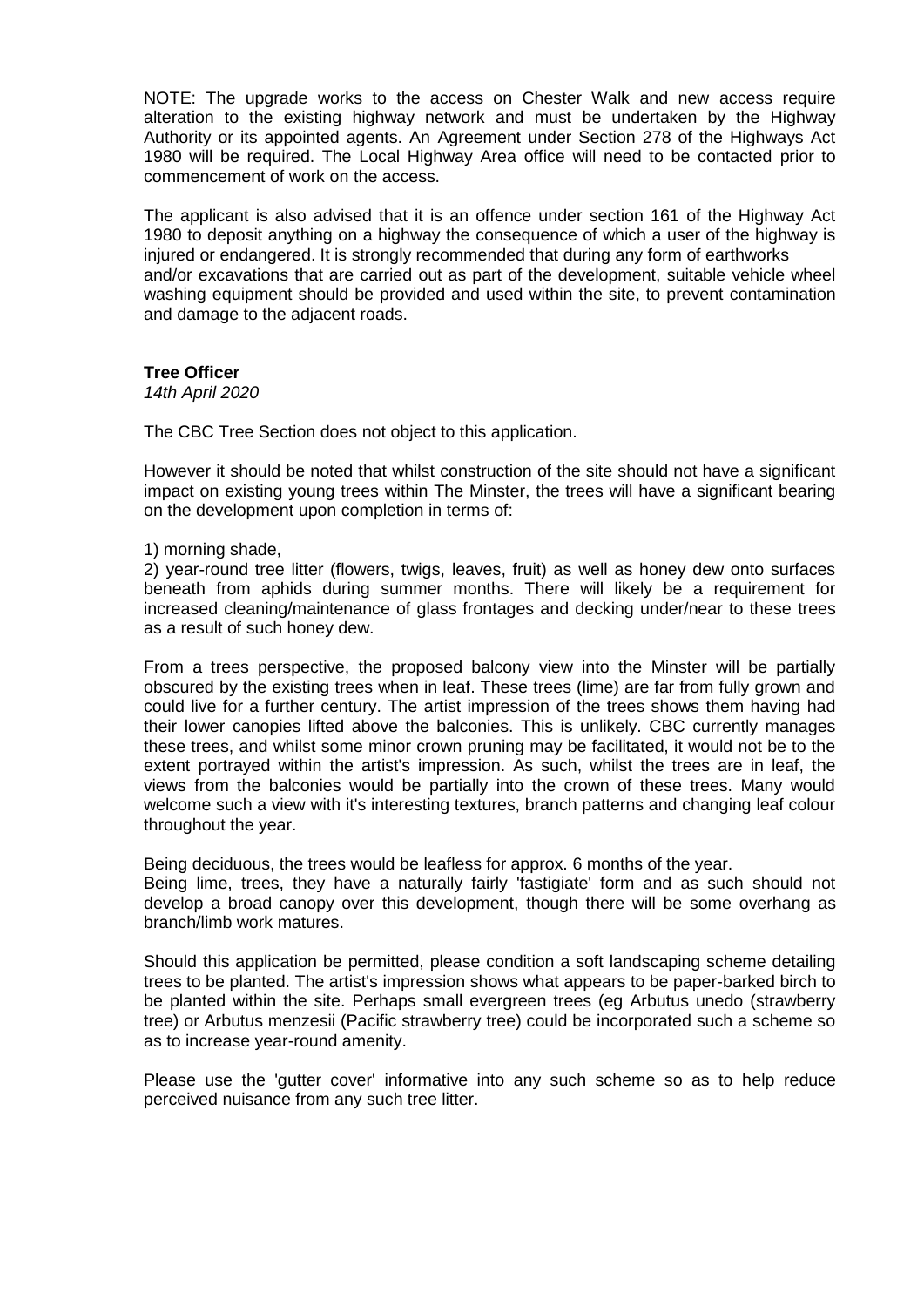NOTE: The upgrade works to the access on Chester Walk and new access require alteration to the existing highway network and must be undertaken by the Highway Authority or its appointed agents. An Agreement under Section 278 of the Highways Act 1980 will be required. The Local Highway Area office will need to be contacted prior to commencement of work on the access.

The applicant is also advised that it is an offence under section 161 of the Highway Act 1980 to deposit anything on a highway the consequence of which a user of the highway is injured or endangered. It is strongly recommended that during any form of earthworks and/or excavations that are carried out as part of the development, suitable vehicle wheel washing equipment should be provided and used within the site, to prevent contamination and damage to the adjacent roads.

**Tree Officer**
*14th April 2020*

The CBC Tree Section does not object to this application.

However it should be noted that whilst construction of the site should not have a significant impact on existing young trees within The Minster, the trees will have a significant bearing on the development upon completion in terms of:

1) morning shade,
2) year-round tree litter (flowers, twigs, leaves, fruit) as well as honey dew onto surfaces beneath from aphids during summer months. There will likely be a requirement for increased cleaning/maintenance of glass frontages and decking under/near to these trees as a result of such honey dew.

From a trees perspective, the proposed balcony view into the Minster will be partially obscured by the existing trees when in leaf. These trees (lime) are far from fully grown and could live for a further century. The artist impression of the trees shows them having had their lower canopies lifted above the balconies. This is unlikely. CBC currently manages these trees, and whilst some minor crown pruning may be facilitated, it would not be to the extent portrayed within the artist's impression. As such, whilst the trees are in leaf, the views from the balconies would be partially into the crown of these trees. Many would welcome such a view with it's interesting textures, branch patterns and changing leaf colour throughout the year.

Being deciduous, the trees would be leafless for approx. 6 months of the year.
Being lime, trees, they have a naturally fairly 'fastigiate' form and as such should not develop a broad canopy over this development, though there will be some overhang as branch/limb work matures.

Should this application be permitted, please condition a soft landscaping scheme detailing trees to be planted. The artist's impression shows what appears to be paper-barked birch to be planted within the site. Perhaps small evergreen trees (eg Arbutus unedo (strawberry tree) or Arbutus menzesii (Pacific strawberry tree) could be incorporated such a scheme so as to increase year-round amenity.

Please use the 'gutter cover' informative into any such scheme so as to help reduce perceived nuisance from any such tree litter.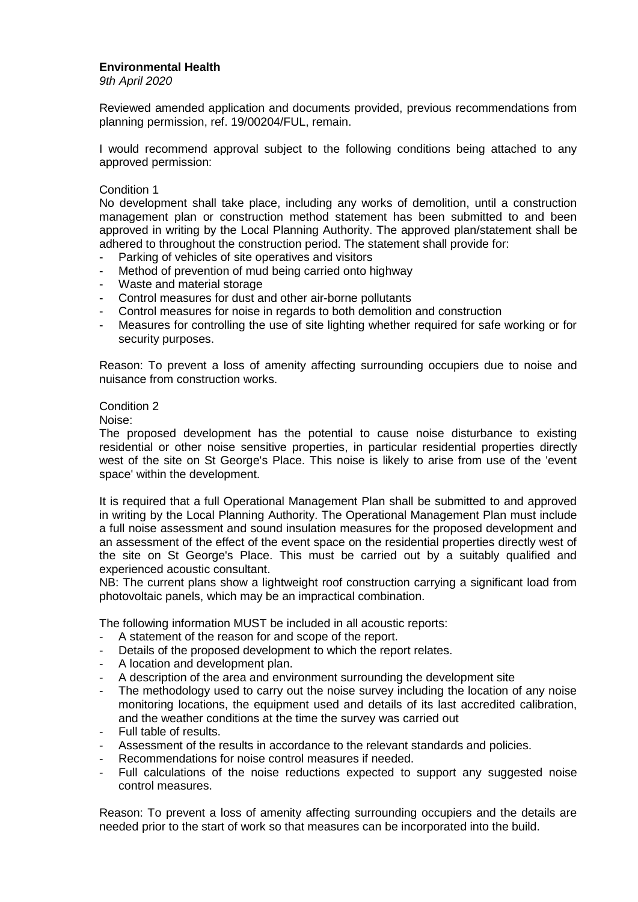**Environmental Health**

*9th April 2020*

Reviewed amended application and documents provided, previous recommendations from planning permission, ref. 19/00204/FUL, remain.

I would recommend approval subject to the following conditions being attached to any approved permission:

Condition 1

No development shall take place, including any works of demolition, until a construction management plan or construction method statement has been submitted to and been approved in writing by the Local Planning Authority. The approved plan/statement shall be adhered to throughout the construction period. The statement shall provide for:

- Parking of vehicles of site operatives and visitors
- Method of prevention of mud being carried onto highway
- Waste and material storage
- Control measures for dust and other air-borne pollutants
- Control measures for noise in regards to both demolition and construction
- Measures for controlling the use of site lighting whether required for safe working or for security purposes.

Reason: To prevent a loss of amenity affecting surrounding occupiers due to noise and nuisance from construction works.

Condition 2

Noise:

The proposed development has the potential to cause noise disturbance to existing residential or other noise sensitive properties, in particular residential properties directly west of the site on St George's Place. This noise is likely to arise from use of the 'event space' within the development.

It is required that a full Operational Management Plan shall be submitted to and approved in writing by the Local Planning Authority. The Operational Management Plan must include a full noise assessment and sound insulation measures for the proposed development and an assessment of the effect of the event space on the residential properties directly west of the site on St George's Place. This must be carried out by a suitably qualified and experienced acoustic consultant.

NB: The current plans show a lightweight roof construction carrying a significant load from photovoltaic panels, which may be an impractical combination.

The following information MUST be included in all acoustic reports:

- A statement of the reason for and scope of the report.
- Details of the proposed development to which the report relates.
- A location and development plan.
- A description of the area and environment surrounding the development site
- The methodology used to carry out the noise survey including the location of any noise monitoring locations, the equipment used and details of its last accredited calibration, and the weather conditions at the time the survey was carried out
- Full table of results.
- Assessment of the results in accordance to the relevant standards and policies.
- Recommendations for noise control measures if needed.
- Full calculations of the noise reductions expected to support any suggested noise control measures.

Reason: To prevent a loss of amenity affecting surrounding occupiers and the details are needed prior to the start of work so that measures can be incorporated into the build.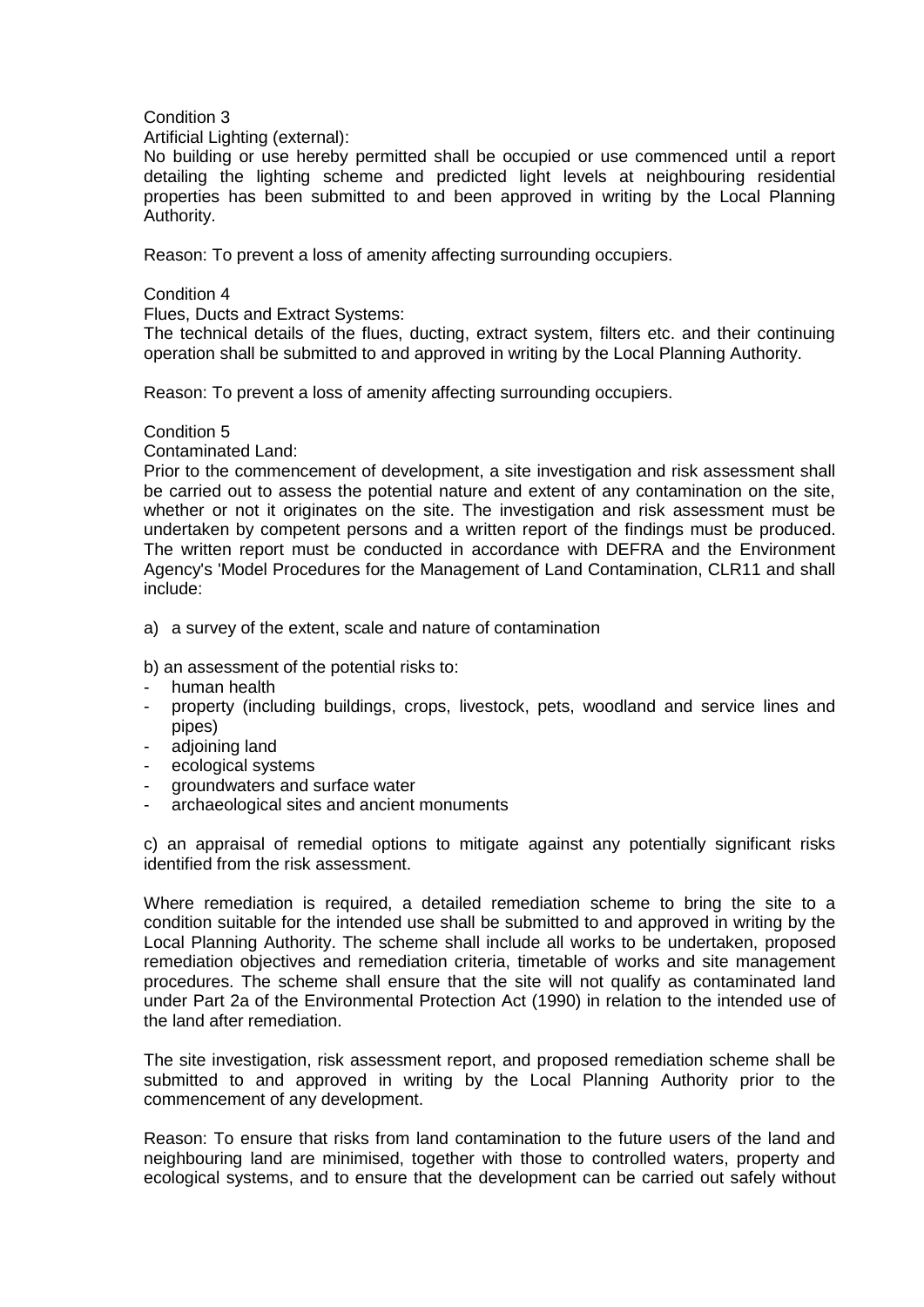Condition 3

Artificial Lighting (external):

No building or use hereby permitted shall be occupied or use commenced until a report detailing the lighting scheme and predicted light levels at neighbouring residential properties has been submitted to and been approved in writing by the Local Planning Authority.

Reason: To prevent a loss of amenity affecting surrounding occupiers.

Condition 4

Flues, Ducts and Extract Systems:

The technical details of the flues, ducting, extract system, filters etc. and their continuing operation shall be submitted to and approved in writing by the Local Planning Authority.

Reason: To prevent a loss of amenity affecting surrounding occupiers.

Condition 5

Contaminated Land:

Prior to the commencement of development, a site investigation and risk assessment shall be carried out to assess the potential nature and extent of any contamination on the site, whether or not it originates on the site. The investigation and risk assessment must be undertaken by competent persons and a written report of the findings must be produced. The written report must be conducted in accordance with DEFRA and the Environment Agency's 'Model Procedures for the Management of Land Contamination, CLR11 and shall include:

a) a survey of the extent, scale and nature of contamination

b) an assessment of the potential risks to:

- human health
- property (including buildings, crops, livestock, pets, woodland and service lines and pipes)
- adjoining land
- ecological systems
- groundwaters and surface water
- archaeological sites and ancient monuments

c) an appraisal of remedial options to mitigate against any potentially significant risks identified from the risk assessment.

Where remediation is required, a detailed remediation scheme to bring the site to a condition suitable for the intended use shall be submitted to and approved in writing by the Local Planning Authority. The scheme shall include all works to be undertaken, proposed remediation objectives and remediation criteria, timetable of works and site management procedures. The scheme shall ensure that the site will not qualify as contaminated land under Part 2a of the Environmental Protection Act (1990) in relation to the intended use of the land after remediation.

The site investigation, risk assessment report, and proposed remediation scheme shall be submitted to and approved in writing by the Local Planning Authority prior to the commencement of any development.

Reason: To ensure that risks from land contamination to the future users of the land and neighbouring land are minimised, together with those to controlled waters, property and ecological systems, and to ensure that the development can be carried out safely without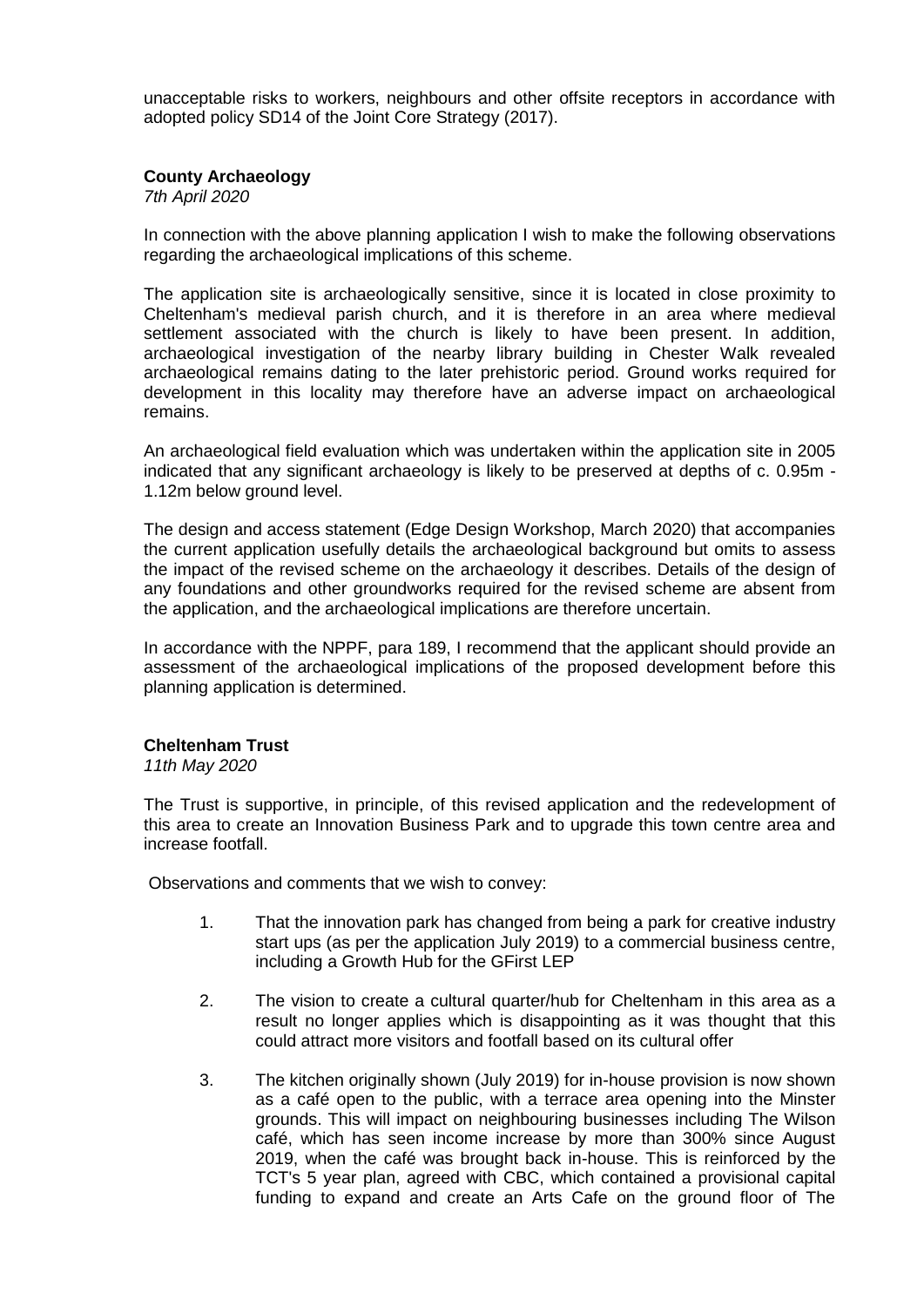unacceptable risks to workers, neighbours and other offsite receptors in accordance with adopted policy SD14 of the Joint Core Strategy (2017).

**County Archaeology**

*7th April 2020*

In connection with the above planning application I wish to make the following observations regarding the archaeological implications of this scheme.

The application site is archaeologically sensitive, since it is located in close proximity to Cheltenham's medieval parish church, and it is therefore in an area where medieval settlement associated with the church is likely to have been present. In addition, archaeological investigation of the nearby library building in Chester Walk revealed archaeological remains dating to the later prehistoric period. Ground works required for development in this locality may therefore have an adverse impact on archaeological remains.

An archaeological field evaluation which was undertaken within the application site in 2005 indicated that any significant archaeology is likely to be preserved at depths of c. 0.95m - 1.12m below ground level.

The design and access statement (Edge Design Workshop, March 2020) that accompanies the current application usefully details the archaeological background but omits to assess the impact of the revised scheme on the archaeology it describes. Details of the design of any foundations and other groundworks required for the revised scheme are absent from the application, and the archaeological implications are therefore uncertain.

In accordance with the NPPF, para 189, I recommend that the applicant should provide an assessment of the archaeological implications of the proposed development before this planning application is determined.

**Cheltenham Trust**

*11th May 2020*

The Trust is supportive, in principle, of this revised application and the redevelopment of this area to create an Innovation Business Park and to upgrade this town centre area and increase footfall.

Observations and comments that we wish to convey:

1. That the innovation park has changed from being a park for creative industry start ups (as per the application July 2019) to a commercial business centre, including a Growth Hub for the GFirst LEP
2. The vision to create a cultural quarter/hub for Cheltenham in this area as a result no longer applies which is disappointing as it was thought that this could attract more visitors and footfall based on its cultural offer
3. The kitchen originally shown (July 2019) for in-house provision is now shown as a café open to the public, with a terrace area opening into the Minster grounds. This will impact on neighbouring businesses including The Wilson café, which has seen income increase by more than 300% since August 2019, when the café was brought back in-house. This is reinforced by the TCT's 5 year plan, agreed with CBC, which contained a provisional capital funding to expand and create an Arts Cafe on the ground floor of The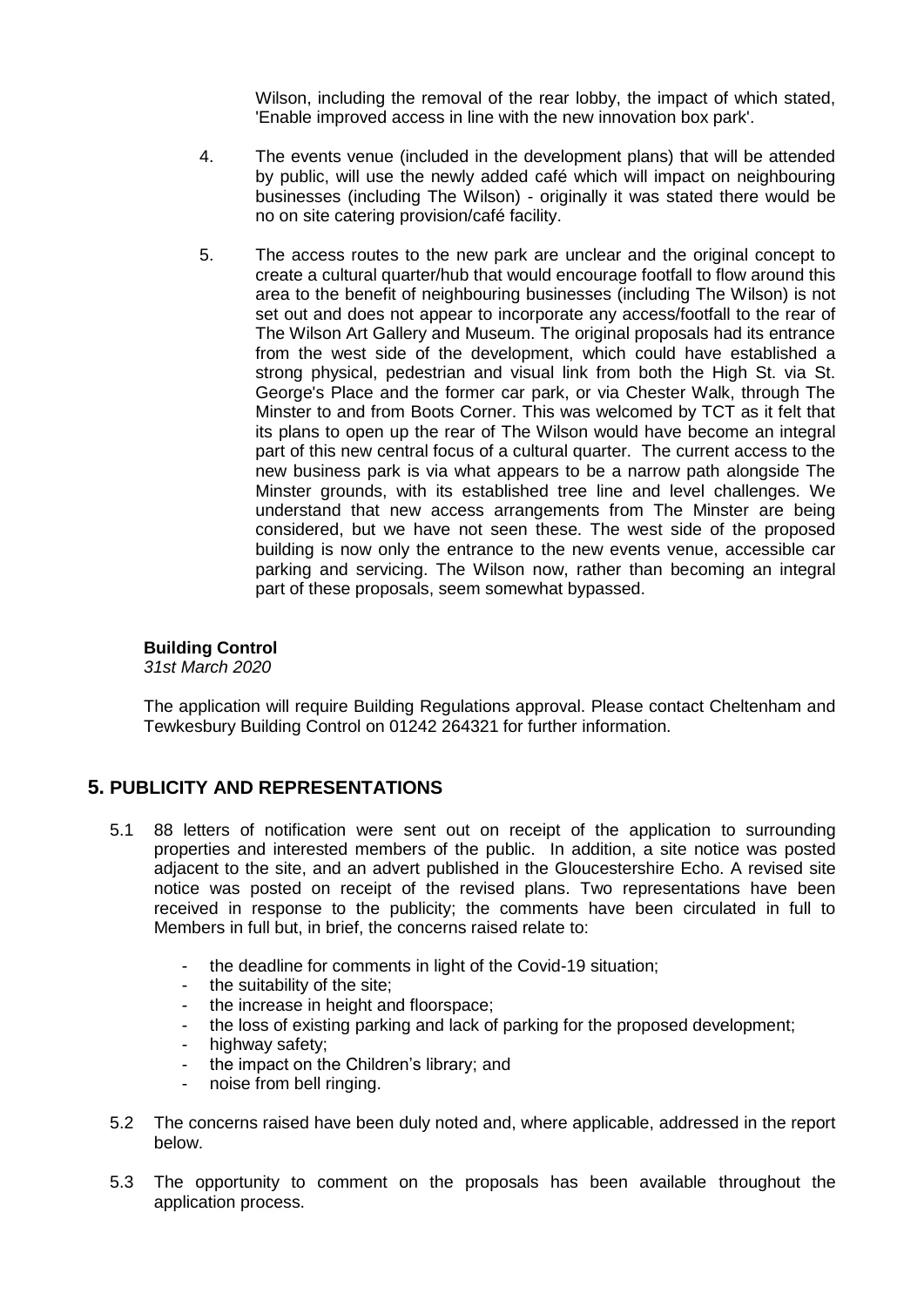Wilson, including the removal of the rear lobby, the impact of which stated, 'Enable improved access in line with the new innovation box park'.

4. The events venue (included in the development plans) that will be attended by public, will use the newly added café which will impact on neighbouring businesses (including The Wilson) - originally it was stated there would be no on site catering provision/café facility.

5. The access routes to the new park are unclear and the original concept to create a cultural quarter/hub that would encourage footfall to flow around this area to the benefit of neighbouring businesses (including The Wilson) is not set out and does not appear to incorporate any access/footfall to the rear of The Wilson Art Gallery and Museum. The original proposals had its entrance from the west side of the development, which could have established a strong physical, pedestrian and visual link from both the High St. via St. George's Place and the former car park, or via Chester Walk, through The Minster to and from Boots Corner. This was welcomed by TCT as it felt that its plans to open up the rear of The Wilson would have become an integral part of this new central focus of a cultural quarter. The current access to the new business park is via what appears to be a narrow path alongside The Minster grounds, with its established tree line and level challenges. We understand that new access arrangements from The Minster are being considered, but we have not seen these. The west side of the proposed building is now only the entrance to the new events venue, accessible car parking and servicing. The Wilson now, rather than becoming an integral part of these proposals, seem somewhat bypassed.

**Building Control**
*31st March 2020*

The application will require Building Regulations approval. Please contact Cheltenham and Tewkesbury Building Control on 01242 264321 for further information.

## 5. PUBLICITY AND REPRESENTATIONS

5.1 88 letters of notification were sent out on receipt of the application to surrounding properties and interested members of the public. In addition, a site notice was posted adjacent to the site, and an advert published in the Gloucestershire Echo. A revised site notice was posted on receipt of the revised plans. Two representations have been received in response to the publicity; the comments have been circulated in full to Members in full but, in brief, the concerns raised relate to:

- the deadline for comments in light of the Covid-19 situation;
- the suitability of the site;
- the increase in height and floorspace;
- the loss of existing parking and lack of parking for the proposed development;
- highway safety;
- the impact on the Children's library; and
- noise from bell ringing.

5.2 The concerns raised have been duly noted and, where applicable, addressed in the report below.

5.3 The opportunity to comment on the proposals has been available throughout the application process.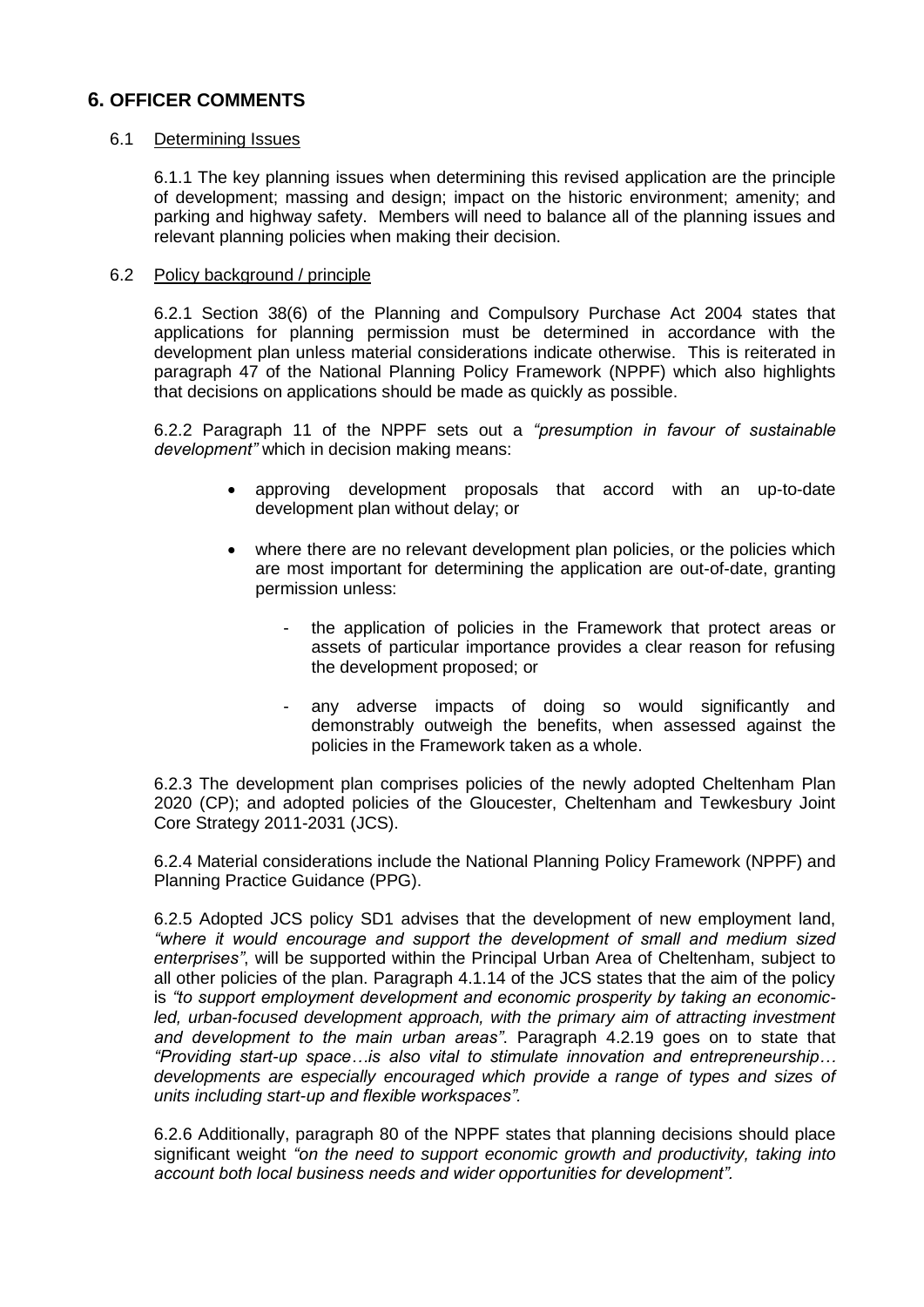## 6. OFFICER COMMENTS

### 6.1 Determining Issues

6.1.1 The key planning issues when determining this revised application are the principle of development; massing and design; impact on the historic environment; amenity; and parking and highway safety. Members will need to balance all of the planning issues and relevant planning policies when making their decision.

### 6.2 Policy background / principle

6.2.1 Section 38(6) of the Planning and Compulsory Purchase Act 2004 states that applications for planning permission must be determined in accordance with the development plan unless material considerations indicate otherwise. This is reiterated in paragraph 47 of the National Planning Policy Framework (NPPF) which also highlights that decisions on applications should be made as quickly as possible.

6.2.2 Paragraph 11 of the NPPF sets out a *"presumption in favour of sustainable development"* which in decision making means:

- approving development proposals that accord with an up-to-date development plan without delay; or
- where there are no relevant development plan policies, or the policies which are most important for determining the application are out-of-date, granting permission unless:
    - the application of policies in the Framework that protect areas or assets of particular importance provides a clear reason for refusing the development proposed; or
    - any adverse impacts of doing so would significantly and demonstrably outweigh the benefits, when assessed against the policies in the Framework taken as a whole.

6.2.3 The development plan comprises policies of the newly adopted Cheltenham Plan 2020 (CP); and adopted policies of the Gloucester, Cheltenham and Tewkesbury Joint Core Strategy 2011-2031 (JCS).

6.2.4 Material considerations include the National Planning Policy Framework (NPPF) and Planning Practice Guidance (PPG).

6.2.5 Adopted JCS policy SD1 advises that the development of new employment land, *"where it would encourage and support the development of small and medium sized enterprises"*, will be supported within the Principal Urban Area of Cheltenham, subject to all other policies of the plan. Paragraph 4.1.14 of the JCS states that the aim of the policy is *"to support employment development and economic prosperity by taking an economic-led, urban-focused development approach, with the primary aim of attracting investment and development to the main urban areas"*. Paragraph 4.2.19 goes on to state that *"Providing start-up space…is also vital to stimulate innovation and entrepreneurship… developments are especially encouraged which provide a range of types and sizes of units including start-up and flexible workspaces"*.

6.2.6 Additionally, paragraph 80 of the NPPF states that planning decisions should place significant weight *"on the need to support economic growth and productivity, taking into account both local business needs and wider opportunities for development"*.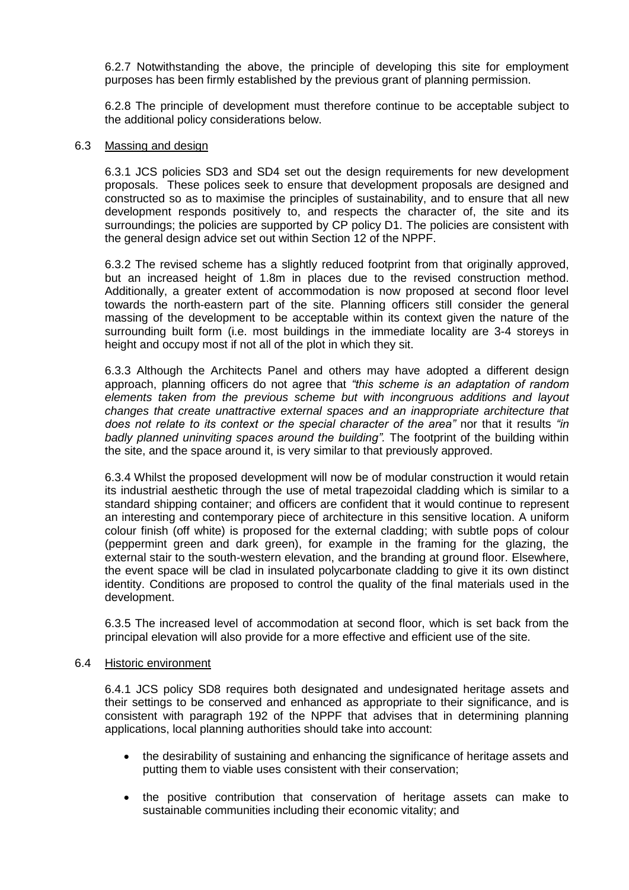6.2.7 Notwithstanding the above, the principle of developing this site for employment purposes has been firmly established by the previous grant of planning permission.

6.2.8 The principle of development must therefore continue to be acceptable subject to the additional policy considerations below.

6.3 Massing and design

6.3.1 JCS policies SD3 and SD4 set out the design requirements for new development proposals. These polices seek to ensure that development proposals are designed and constructed so as to maximise the principles of sustainability, and to ensure that all new development responds positively to, and respects the character of, the site and its surroundings; the policies are supported by CP policy D1. The policies are consistent with the general design advice set out within Section 12 of the NPPF.

6.3.2 The revised scheme has a slightly reduced footprint from that originally approved, but an increased height of 1.8m in places due to the revised construction method. Additionally, a greater extent of accommodation is now proposed at second floor level towards the north-eastern part of the site. Planning officers still consider the general massing of the development to be acceptable within its context given the nature of the surrounding built form (i.e. most buildings in the immediate locality are 3-4 storeys in height and occupy most if not all of the plot in which they sit.

6.3.3 Although the Architects Panel and others may have adopted a different design approach, planning officers do not agree that *"this scheme is an adaptation of random elements taken from the previous scheme but with incongruous additions and layout changes that create unattractive external spaces and an inappropriate architecture that does not relate to its context or the special character of the area"* nor that it results *"in badly planned uninviting spaces around the building".* The footprint of the building within the site, and the space around it, is very similar to that previously approved.

6.3.4 Whilst the proposed development will now be of modular construction it would retain its industrial aesthetic through the use of metal trapezoidal cladding which is similar to a standard shipping container; and officers are confident that it would continue to represent an interesting and contemporary piece of architecture in this sensitive location. A uniform colour finish (off white) is proposed for the external cladding; with subtle pops of colour (peppermint green and dark green), for example in the framing for the glazing, the external stair to the south-western elevation, and the branding at ground floor. Elsewhere, the event space will be clad in insulated polycarbonate cladding to give it its own distinct identity. Conditions are proposed to control the quality of the final materials used in the development.

6.3.5 The increased level of accommodation at second floor, which is set back from the principal elevation will also provide for a more effective and efficient use of the site.

6.4 Historic environment

6.4.1 JCS policy SD8 requires both designated and undesignated heritage assets and their settings to be conserved and enhanced as appropriate to their significance, and is consistent with paragraph 192 of the NPPF that advises that in determining planning applications, local planning authorities should take into account:

- the desirability of sustaining and enhancing the significance of heritage assets and putting them to viable uses consistent with their conservation;
- the positive contribution that conservation of heritage assets can make to sustainable communities including their economic vitality; and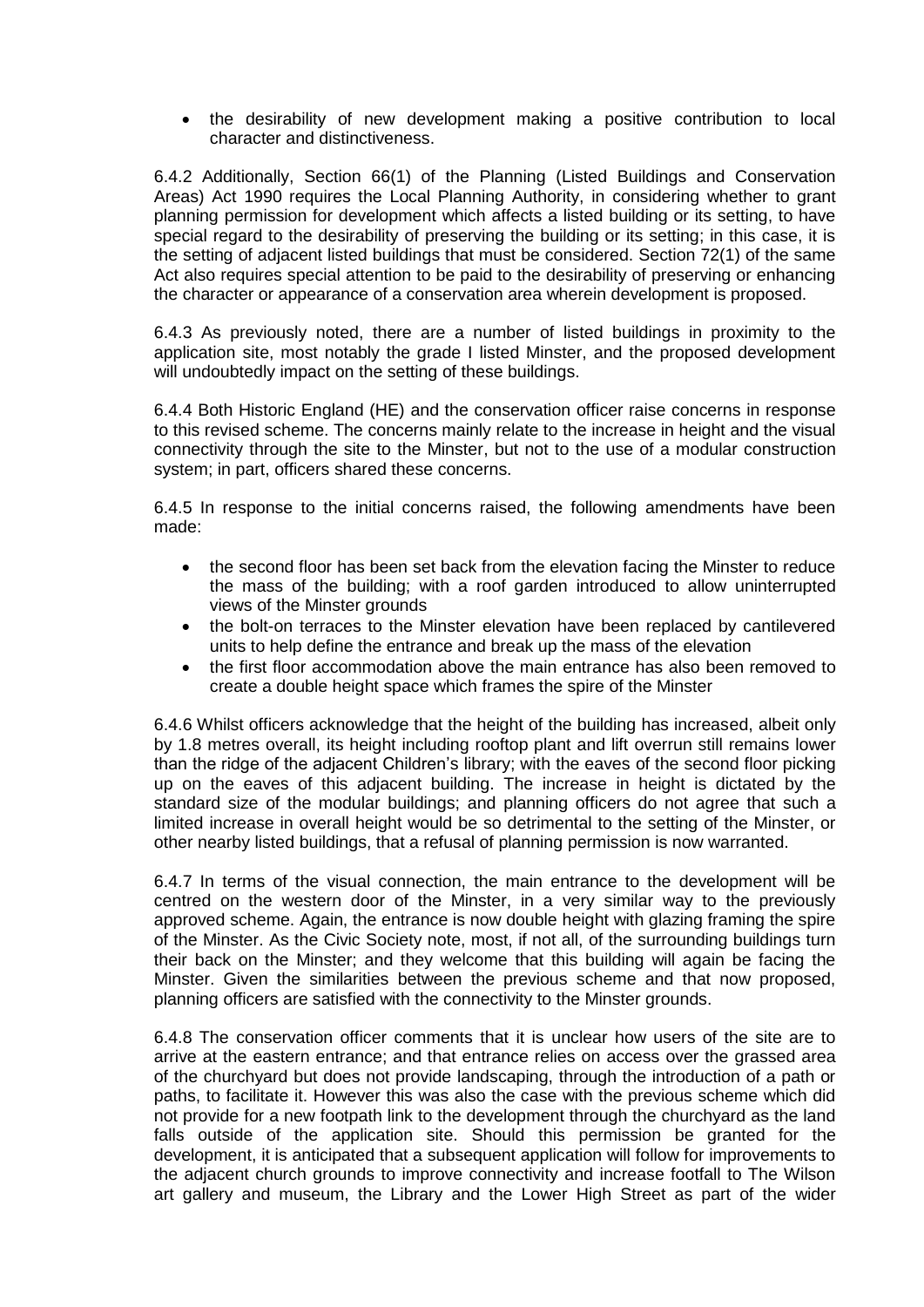- the desirability of new development making a positive contribution to local character and distinctiveness.

6.4.2 Additionally, Section 66(1) of the Planning (Listed Buildings and Conservation Areas) Act 1990 requires the Local Planning Authority, in considering whether to grant planning permission for development which affects a listed building or its setting, to have special regard to the desirability of preserving the building or its setting; in this case, it is the setting of adjacent listed buildings that must be considered. Section 72(1) of the same Act also requires special attention to be paid to the desirability of preserving or enhancing the character or appearance of a conservation area wherein development is proposed.

6.4.3 As previously noted, there are a number of listed buildings in proximity to the application site, most notably the grade I listed Minster, and the proposed development will undoubtedly impact on the setting of these buildings.

6.4.4 Both Historic England (HE) and the conservation officer raise concerns in response to this revised scheme. The concerns mainly relate to the increase in height and the visual connectivity through the site to the Minster, but not to the use of a modular construction system; in part, officers shared these concerns.

6.4.5 In response to the initial concerns raised, the following amendments have been made:

- the second floor has been set back from the elevation facing the Minster to reduce the mass of the building; with a roof garden introduced to allow uninterrupted views of the Minster grounds
- the bolt-on terraces to the Minster elevation have been replaced by cantilevered units to help define the entrance and break up the mass of the elevation
- the first floor accommodation above the main entrance has also been removed to create a double height space which frames the spire of the Minster

6.4.6 Whilst officers acknowledge that the height of the building has increased, albeit only by 1.8 metres overall, its height including rooftop plant and lift overrun still remains lower than the ridge of the adjacent Children's library; with the eaves of the second floor picking up on the eaves of this adjacent building. The increase in height is dictated by the standard size of the modular buildings; and planning officers do not agree that such a limited increase in overall height would be so detrimental to the setting of the Minster, or other nearby listed buildings, that a refusal of planning permission is now warranted.

6.4.7 In terms of the visual connection, the main entrance to the development will be centred on the western door of the Minster, in a very similar way to the previously approved scheme. Again, the entrance is now double height with glazing framing the spire of the Minster. As the Civic Society note, most, if not all, of the surrounding buildings turn their back on the Minster; and they welcome that this building will again be facing the Minster. Given the similarities between the previous scheme and that now proposed, planning officers are satisfied with the connectivity to the Minster grounds.

6.4.8 The conservation officer comments that it is unclear how users of the site are to arrive at the eastern entrance; and that entrance relies on access over the grassed area of the churchyard but does not provide landscaping, through the introduction of a path or paths, to facilitate it. However this was also the case with the previous scheme which did not provide for a new footpath link to the development through the churchyard as the land falls outside of the application site. Should this permission be granted for the development, it is anticipated that a subsequent application will follow for improvements to the adjacent church grounds to improve connectivity and increase footfall to The Wilson art gallery and museum, the Library and the Lower High Street as part of the wider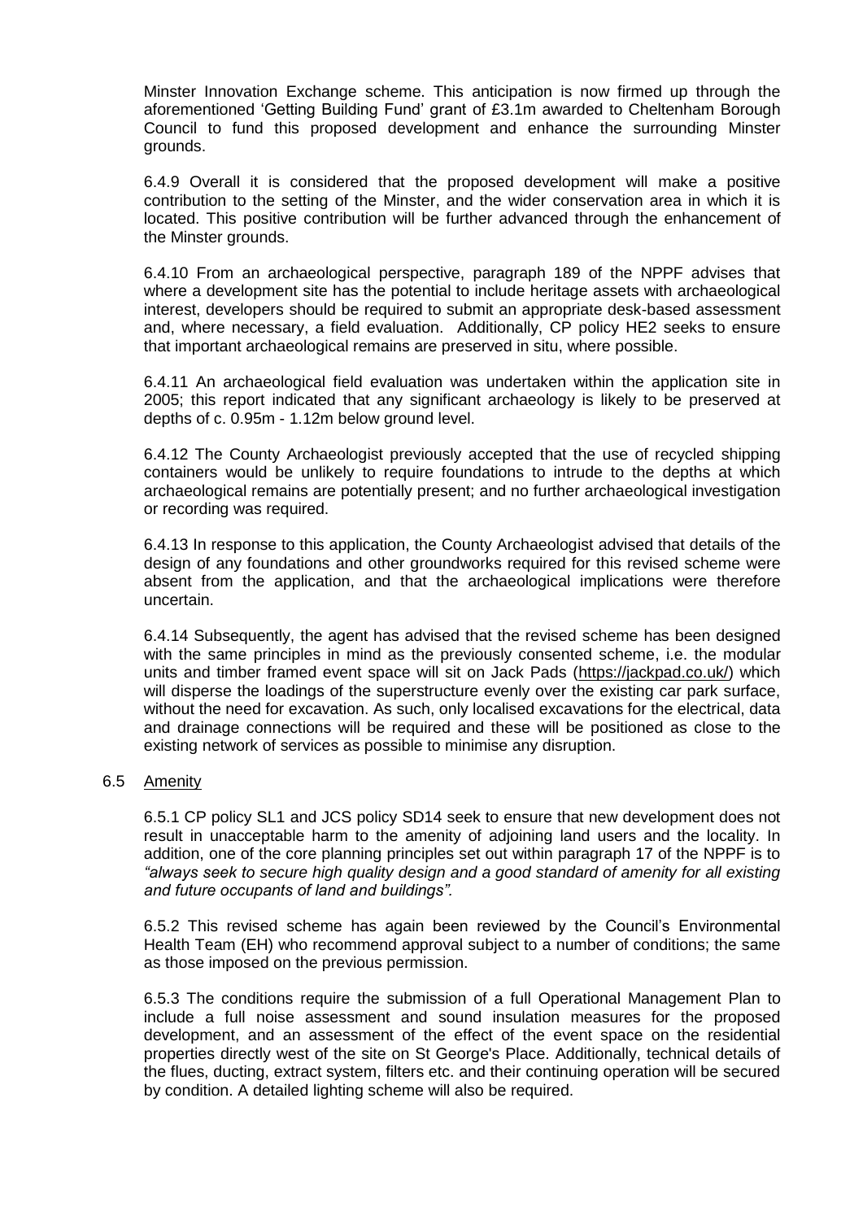Minster Innovation Exchange scheme. This anticipation is now firmed up through the aforementioned 'Getting Building Fund' grant of £3.1m awarded to Cheltenham Borough Council to fund this proposed development and enhance the surrounding Minster grounds.

6.4.9 Overall it is considered that the proposed development will make a positive contribution to the setting of the Minster, and the wider conservation area in which it is located. This positive contribution will be further advanced through the enhancement of the Minster grounds.

6.4.10 From an archaeological perspective, paragraph 189 of the NPPF advises that where a development site has the potential to include heritage assets with archaeological interest, developers should be required to submit an appropriate desk-based assessment and, where necessary, a field evaluation. Additionally, CP policy HE2 seeks to ensure that important archaeological remains are preserved in situ, where possible.

6.4.11 An archaeological field evaluation was undertaken within the application site in 2005; this report indicated that any significant archaeology is likely to be preserved at depths of c. 0.95m - 1.12m below ground level.

6.4.12 The County Archaeologist previously accepted that the use of recycled shipping containers would be unlikely to require foundations to intrude to the depths at which archaeological remains are potentially present; and no further archaeological investigation or recording was required.

6.4.13 In response to this application, the County Archaeologist advised that details of the design of any foundations and other groundworks required for this revised scheme were absent from the application, and that the archaeological implications were therefore uncertain.

6.4.14 Subsequently, the agent has advised that the revised scheme has been designed with the same principles in mind as the previously consented scheme, i.e. the modular units and timber framed event space will sit on Jack Pads (https://jackpad.co.uk/) which will disperse the loadings of the superstructure evenly over the existing car park surface, without the need for excavation. As such, only localised excavations for the electrical, data and drainage connections will be required and these will be positioned as close to the existing network of services as possible to minimise any disruption.

## 6.5 Amenity

6.5.1 CP policy SL1 and JCS policy SD14 seek to ensure that new development does not result in unacceptable harm to the amenity of adjoining land users and the locality. In addition, one of the core planning principles set out within paragraph 17 of the NPPF is to *"always seek to secure high quality design and a good standard of amenity for all existing and future occupants of land and buildings".*

6.5.2 This revised scheme has again been reviewed by the Council's Environmental Health Team (EH) who recommend approval subject to a number of conditions; the same as those imposed on the previous permission.

6.5.3 The conditions require the submission of a full Operational Management Plan to include a full noise assessment and sound insulation measures for the proposed development, and an assessment of the effect of the event space on the residential properties directly west of the site on St George's Place. Additionally, technical details of the flues, ducting, extract system, filters etc. and their continuing operation will be secured by condition. A detailed lighting scheme will also be required.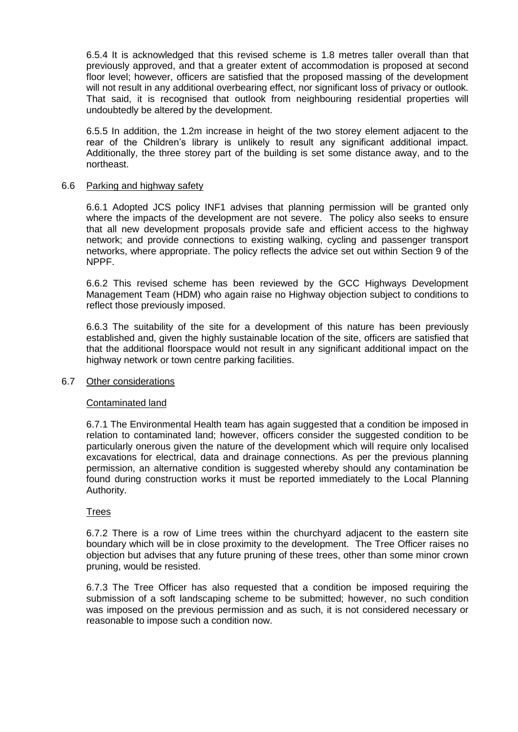6.5.4 It is acknowledged that this revised scheme is 1.8 metres taller overall than that previously approved, and that a greater extent of accommodation is proposed at second floor level; however, officers are satisfied that the proposed massing of the development will not result in any additional overbearing effect, nor significant loss of privacy or outlook. That said, it is recognised that outlook from neighbouring residential properties will undoubtedly be altered by the development.

6.5.5 In addition, the 1.2m increase in height of the two storey element adjacent to the rear of the Children's library is unlikely to result any significant additional impact. Additionally, the three storey part of the building is set some distance away, and to the northeast.

## 6.6 Parking and highway safety

6.6.1 Adopted JCS policy INF1 advises that planning permission will be granted only where the impacts of the development are not severe. The policy also seeks to ensure that all new development proposals provide safe and efficient access to the highway network; and provide connections to existing walking, cycling and passenger transport networks, where appropriate. The policy reflects the advice set out within Section 9 of the NPPF.

6.6.2 This revised scheme has been reviewed by the GCC Highways Development Management Team (HDM) who again raise no Highway objection subject to conditions to reflect those previously imposed.

6.6.3 The suitability of the site for a development of this nature has been previously established and, given the highly sustainable location of the site, officers are satisfied that that the additional floorspace would not result in any significant additional impact on the highway network or town centre parking facilities.

## 6.7 Other considerations

### Contaminated land

6.7.1 The Environmental Health team has again suggested that a condition be imposed in relation to contaminated land; however, officers consider the suggested condition to be particularly onerous given the nature of the development which will require only localised excavations for electrical, data and drainage connections. As per the previous planning permission, an alternative condition is suggested whereby should any contamination be found during construction works it must be reported immediately to the Local Planning Authority.

### Trees

6.7.2 There is a row of Lime trees within the churchyard adjacent to the eastern site boundary which will be in close proximity to the development. The Tree Officer raises no objection but advises that any future pruning of these trees, other than some minor crown pruning, would be resisted.

6.7.3 The Tree Officer has also requested that a condition be imposed requiring the submission of a soft landscaping scheme to be submitted; however, no such condition was imposed on the previous permission and as such, it is not considered necessary or reasonable to impose such a condition now.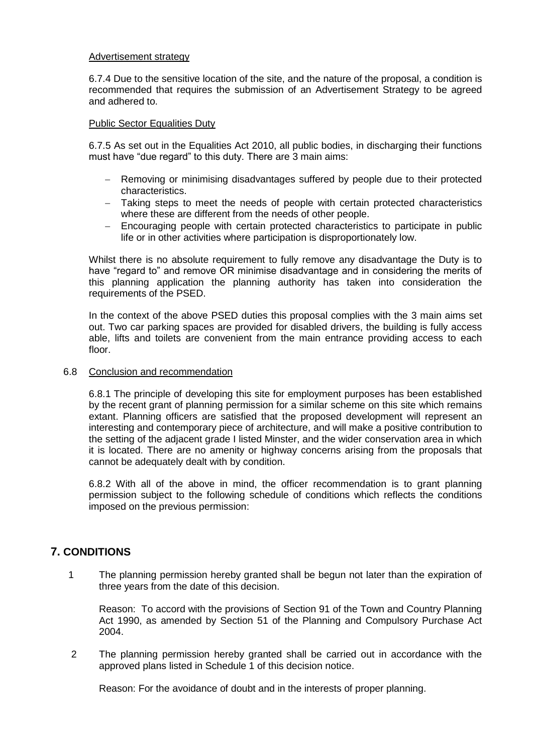Advertisement strategy

6.7.4 Due to the sensitive location of the site, and the nature of the proposal, a condition is recommended that requires the submission of an Advertisement Strategy to be agreed and adhered to.

Public Sector Equalities Duty

6.7.5 As set out in the Equalities Act 2010, all public bodies, in discharging their functions must have "due regard" to this duty. There are 3 main aims:

- Removing or minimising disadvantages suffered by people due to their protected characteristics.
- Taking steps to meet the needs of people with certain protected characteristics where these are different from the needs of other people.
- Encouraging people with certain protected characteristics to participate in public life or in other activities where participation is disproportionately low.

Whilst there is no absolute requirement to fully remove any disadvantage the Duty is to have "regard to" and remove OR minimise disadvantage and in considering the merits of this planning application the planning authority has taken into consideration the requirements of the PSED.

In the context of the above PSED duties this proposal complies with the 3 main aims set out. Two car parking spaces are provided for disabled drivers, the building is fully access able, lifts and toilets are convenient from the main entrance providing access to each floor.

6.8 Conclusion and recommendation

6.8.1 The principle of developing this site for employment purposes has been established by the recent grant of planning permission for a similar scheme on this site which remains extant. Planning officers are satisfied that the proposed development will represent an interesting and contemporary piece of architecture, and will make a positive contribution to the setting of the adjacent grade I listed Minster, and the wider conservation area in which it is located. There are no amenity or highway concerns arising from the proposals that cannot be adequately dealt with by condition.

6.8.2 With all of the above in mind, the officer recommendation is to grant planning permission subject to the following schedule of conditions which reflects the conditions imposed on the previous permission:

## 7. CONDITIONS

1 The planning permission hereby granted shall be begun not later than the expiration of three years from the date of this decision.

Reason: To accord with the provisions of Section 91 of the Town and Country Planning Act 1990, as amended by Section 51 of the Planning and Compulsory Purchase Act 2004.

2 The planning permission hereby granted shall be carried out in accordance with the approved plans listed in Schedule 1 of this decision notice.

Reason: For the avoidance of doubt and in the interests of proper planning.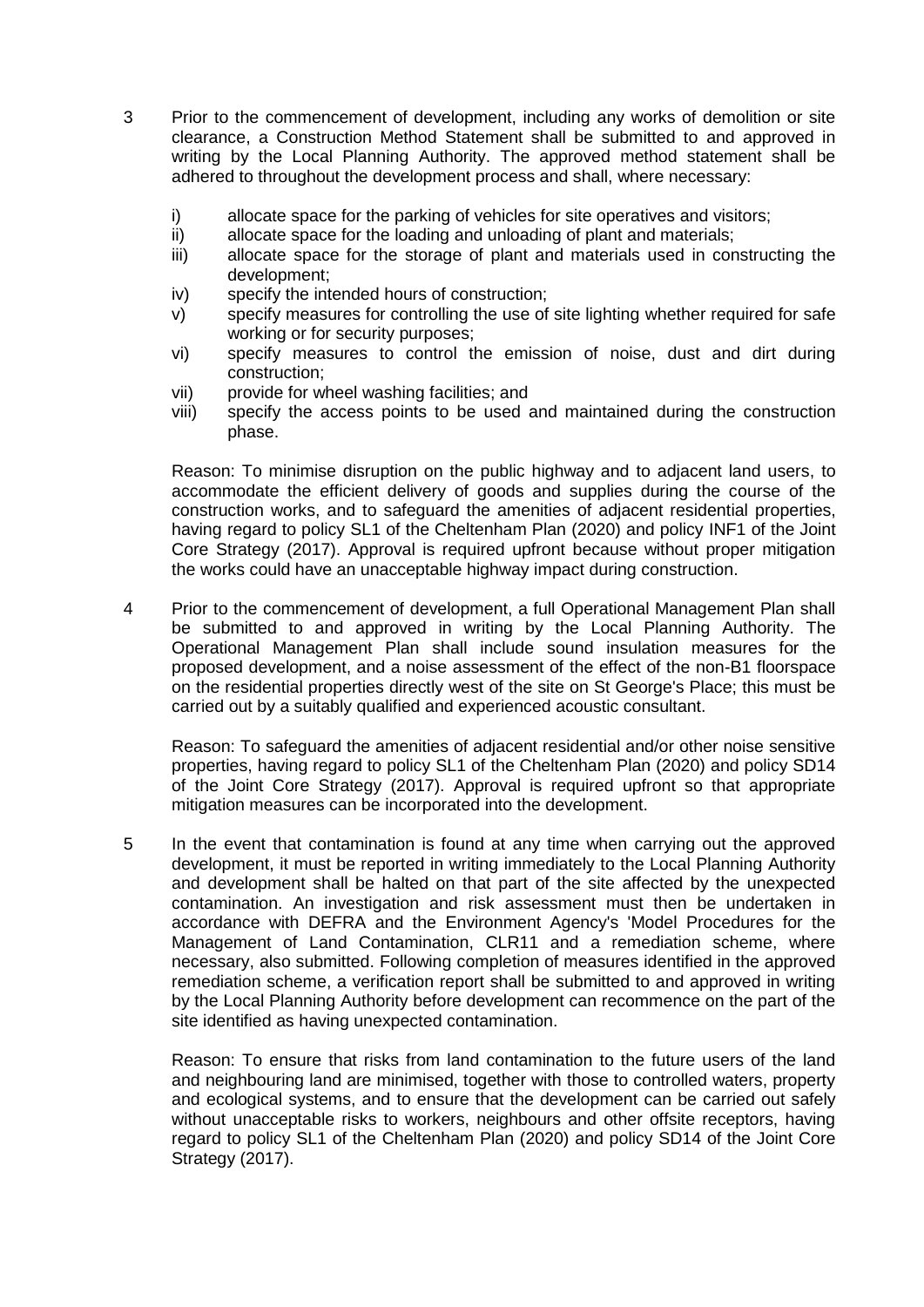3 Prior to the commencement of development, including any works of demolition or site clearance, a Construction Method Statement shall be submitted to and approved in writing by the Local Planning Authority. The approved method statement shall be adhered to throughout the development process and shall, where necessary:

   i) allocate space for the parking of vehicles for site operatives and visitors;
   ii) allocate space for the loading and unloading of plant and materials;
   iii) allocate space for the storage of plant and materials used in constructing the development;
   iv) specify the intended hours of construction;
   v) specify measures for controlling the use of site lighting whether required for safe working or for security purposes;
   vi) specify measures to control the emission of noise, dust and dirt during construction;
   vii) provide for wheel washing facilities; and
   viii) specify the access points to be used and maintained during the construction phase.

   Reason: To minimise disruption on the public highway and to adjacent land users, to accommodate the efficient delivery of goods and supplies during the course of the construction works, and to safeguard the amenities of adjacent residential properties, having regard to policy SL1 of the Cheltenham Plan (2020) and policy INF1 of the Joint Core Strategy (2017). Approval is required upfront because without proper mitigation the works could have an unacceptable highway impact during construction.

4 Prior to the commencement of development, a full Operational Management Plan shall be submitted to and approved in writing by the Local Planning Authority. The Operational Management Plan shall include sound insulation measures for the proposed development, and a noise assessment of the effect of the non-B1 floorspace on the residential properties directly west of the site on St George's Place; this must be carried out by a suitably qualified and experienced acoustic consultant.

   Reason: To safeguard the amenities of adjacent residential and/or other noise sensitive properties, having regard to policy SL1 of the Cheltenham Plan (2020) and policy SD14 of the Joint Core Strategy (2017). Approval is required upfront so that appropriate mitigation measures can be incorporated into the development.

5 In the event that contamination is found at any time when carrying out the approved development, it must be reported in writing immediately to the Local Planning Authority and development shall be halted on that part of the site affected by the unexpected contamination. An investigation and risk assessment must then be undertaken in accordance with DEFRA and the Environment Agency's 'Model Procedures for the Management of Land Contamination, CLR11 and a remediation scheme, where necessary, also submitted. Following completion of measures identified in the approved remediation scheme, a verification report shall be submitted to and approved in writing by the Local Planning Authority before development can recommence on the part of the site identified as having unexpected contamination.

   Reason: To ensure that risks from land contamination to the future users of the land and neighbouring land are minimised, together with those to controlled waters, property and ecological systems, and to ensure that the development can be carried out safely without unacceptable risks to workers, neighbours and other offsite receptors, having regard to policy SL1 of the Cheltenham Plan (2020) and policy SD14 of the Joint Core Strategy (2017).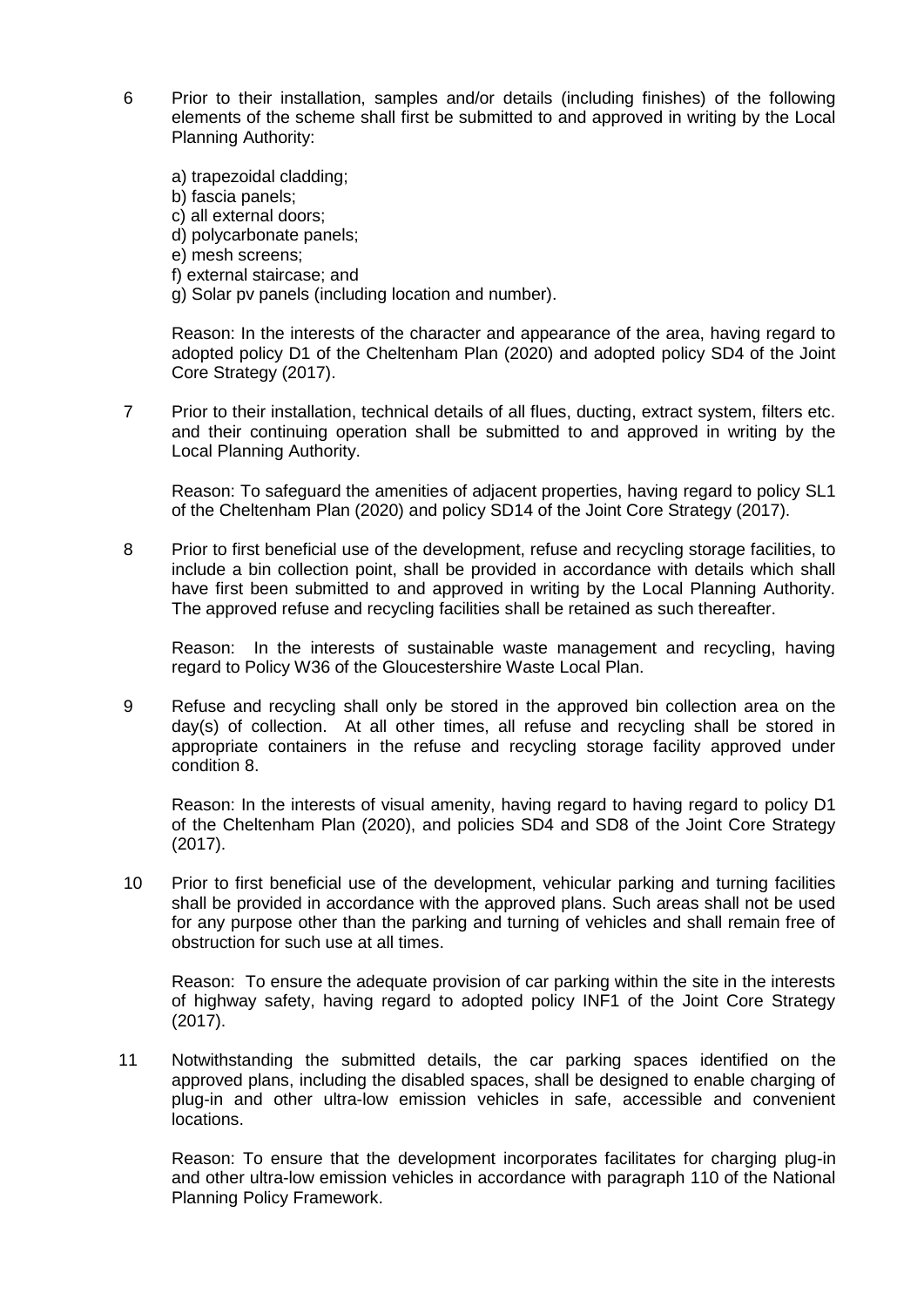6 Prior to their installation, samples and/or details (including finishes) of the following elements of the scheme shall first be submitted to and approved in writing by the Local Planning Authority:

a) trapezoidal cladding;
b) fascia panels;
c) all external doors;
d) polycarbonate panels;
e) mesh screens;
f) external staircase; and
g) Solar pv panels (including location and number).

Reason: In the interests of the character and appearance of the area, having regard to adopted policy D1 of the Cheltenham Plan (2020) and adopted policy SD4 of the Joint Core Strategy (2017).

7 Prior to their installation, technical details of all flues, ducting, extract system, filters etc. and their continuing operation shall be submitted to and approved in writing by the Local Planning Authority.

Reason: To safeguard the amenities of adjacent properties, having regard to policy SL1 of the Cheltenham Plan (2020) and policy SD14 of the Joint Core Strategy (2017).

8 Prior to first beneficial use of the development, refuse and recycling storage facilities, to include a bin collection point, shall be provided in accordance with details which shall have first been submitted to and approved in writing by the Local Planning Authority. The approved refuse and recycling facilities shall be retained as such thereafter.

Reason: In the interests of sustainable waste management and recycling, having regard to Policy W36 of the Gloucestershire Waste Local Plan.

9 Refuse and recycling shall only be stored in the approved bin collection area on the day(s) of collection. At all other times, all refuse and recycling shall be stored in appropriate containers in the refuse and recycling storage facility approved under condition 8.

Reason: In the interests of visual amenity, having regard to having regard to policy D1 of the Cheltenham Plan (2020), and policies SD4 and SD8 of the Joint Core Strategy (2017).

10 Prior to first beneficial use of the development, vehicular parking and turning facilities shall be provided in accordance with the approved plans. Such areas shall not be used for any purpose other than the parking and turning of vehicles and shall remain free of obstruction for such use at all times.

Reason: To ensure the adequate provision of car parking within the site in the interests of highway safety, having regard to adopted policy INF1 of the Joint Core Strategy (2017).

11 Notwithstanding the submitted details, the car parking spaces identified on the approved plans, including the disabled spaces, shall be designed to enable charging of plug-in and other ultra-low emission vehicles in safe, accessible and convenient locations.

Reason: To ensure that the development incorporates facilitates for charging plug-in and other ultra-low emission vehicles in accordance with paragraph 110 of the National Planning Policy Framework.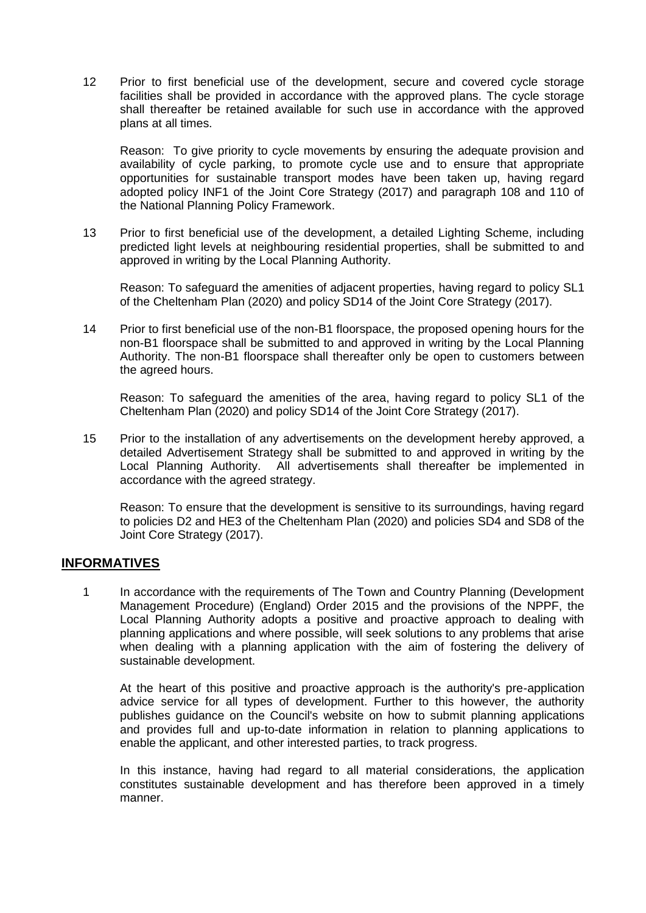12 Prior to first beneficial use of the development, secure and covered cycle storage facilities shall be provided in accordance with the approved plans. The cycle storage shall thereafter be retained available for such use in accordance with the approved plans at all times.

   Reason: To give priority to cycle movements by ensuring the adequate provision and availability of cycle parking, to promote cycle use and to ensure that appropriate opportunities for sustainable transport modes have been taken up, having regard adopted policy INF1 of the Joint Core Strategy (2017) and paragraph 108 and 110 of the National Planning Policy Framework.

13 Prior to first beneficial use of the development, a detailed Lighting Scheme, including predicted light levels at neighbouring residential properties, shall be submitted to and approved in writing by the Local Planning Authority.

   Reason: To safeguard the amenities of adjacent properties, having regard to policy SL1 of the Cheltenham Plan (2020) and policy SD14 of the Joint Core Strategy (2017).

14 Prior to first beneficial use of the non-B1 floorspace, the proposed opening hours for the non-B1 floorspace shall be submitted to and approved in writing by the Local Planning Authority. The non-B1 floorspace shall thereafter only be open to customers between the agreed hours.

   Reason: To safeguard the amenities of the area, having regard to policy SL1 of the Cheltenham Plan (2020) and policy SD14 of the Joint Core Strategy (2017).

15 Prior to the installation of any advertisements on the development hereby approved, a detailed Advertisement Strategy shall be submitted to and approved in writing by the Local Planning Authority. All advertisements shall thereafter be implemented in accordance with the agreed strategy.

   Reason: To ensure that the development is sensitive to its surroundings, having regard to policies D2 and HE3 of the Cheltenham Plan (2020) and policies SD4 and SD8 of the Joint Core Strategy (2017).

## INFORMATIVES

1 In accordance with the requirements of The Town and Country Planning (Development Management Procedure) (England) Order 2015 and the provisions of the NPPF, the Local Planning Authority adopts a positive and proactive approach to dealing with planning applications and where possible, will seek solutions to any problems that arise when dealing with a planning application with the aim of fostering the delivery of sustainable development.

   At the heart of this positive and proactive approach is the authority's pre-application advice service for all types of development. Further to this however, the authority publishes guidance on the Council's website on how to submit planning applications and provides full and up-to-date information in relation to planning applications to enable the applicant, and other interested parties, to track progress.

   In this instance, having had regard to all material considerations, the application constitutes sustainable development and has therefore been approved in a timely manner.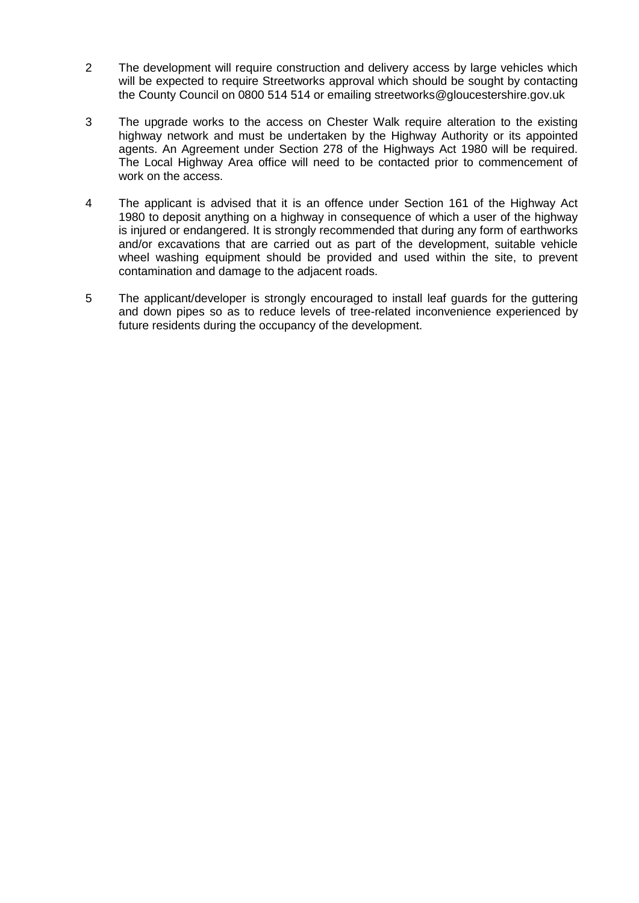2 The development will require construction and delivery access by large vehicles which will be expected to require Streetworks approval which should be sought by contacting the County Council on 0800 514 514 or emailing streetworks@gloucestershire.gov.uk

3 The upgrade works to the access on Chester Walk require alteration to the existing highway network and must be undertaken by the Highway Authority or its appointed agents. An Agreement under Section 278 of the Highways Act 1980 will be required. The Local Highway Area office will need to be contacted prior to commencement of work on the access.

4 The applicant is advised that it is an offence under Section 161 of the Highway Act 1980 to deposit anything on a highway in consequence of which a user of the highway is injured or endangered. It is strongly recommended that during any form of earthworks and/or excavations that are carried out as part of the development, suitable vehicle wheel washing equipment should be provided and used within the site, to prevent contamination and damage to the adjacent roads.

5 The applicant/developer is strongly encouraged to install leaf guards for the guttering and down pipes so as to reduce levels of tree-related inconvenience experienced by future residents during the occupancy of the development.